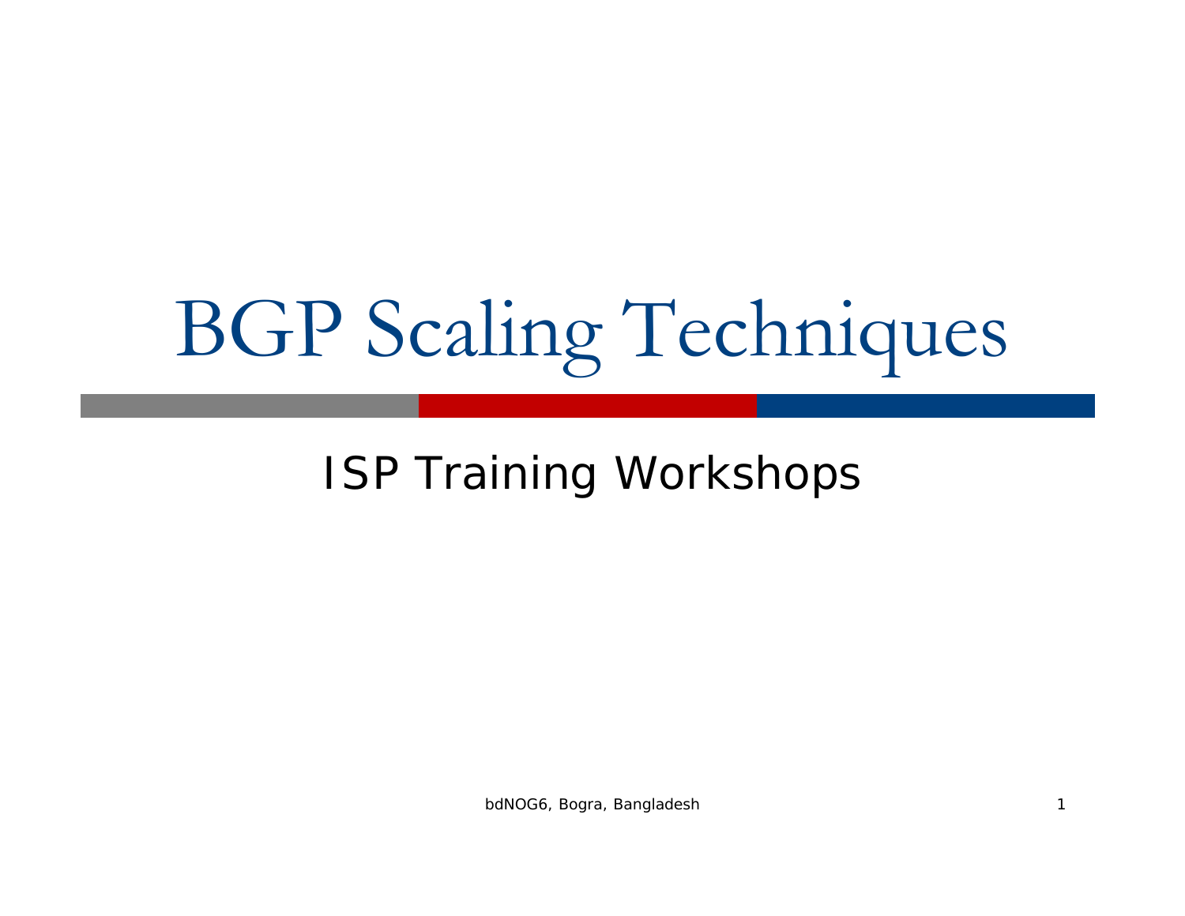# BGP Scaling Techniques

ISP Training Workshops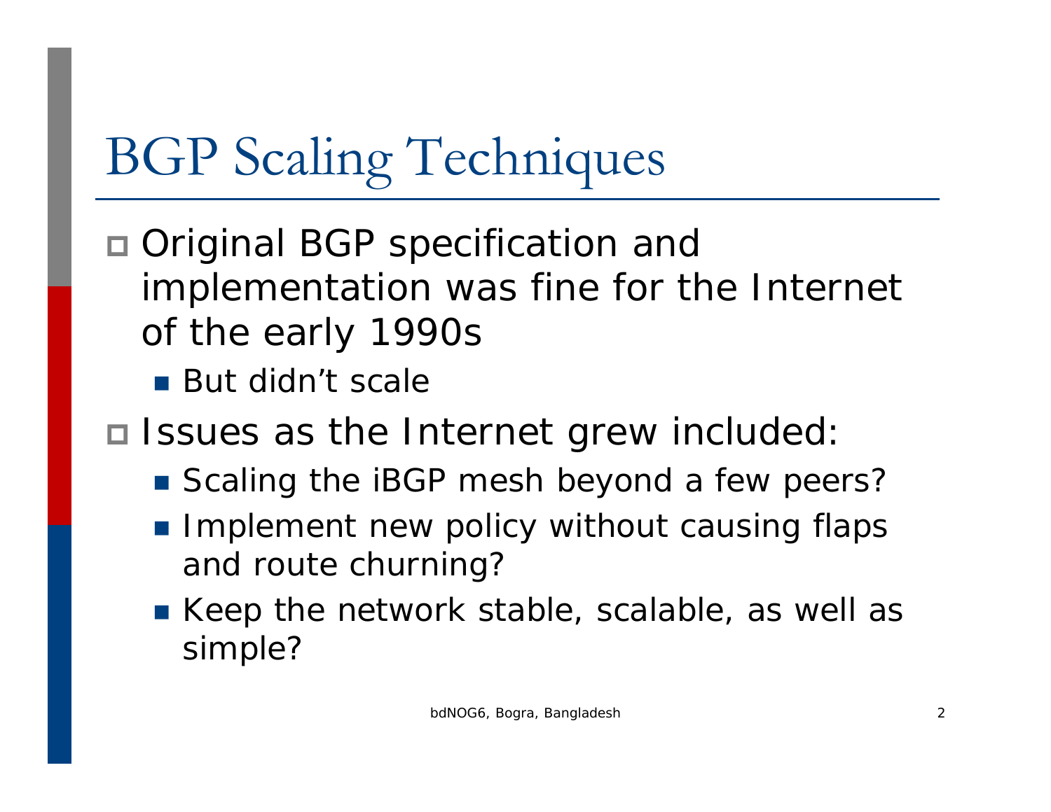# BGP Scaling Techniques

- Original BGP specification and implementation was fine for the Internet of the early 1990s
  - But didn't scale
- Issues as the Internet grew included:
  - Scaling the iBGP mesh beyond a few peers?
  - Implement new policy without causing flaps and route churning?
  - Keep the network stable, scalable, as well as simple?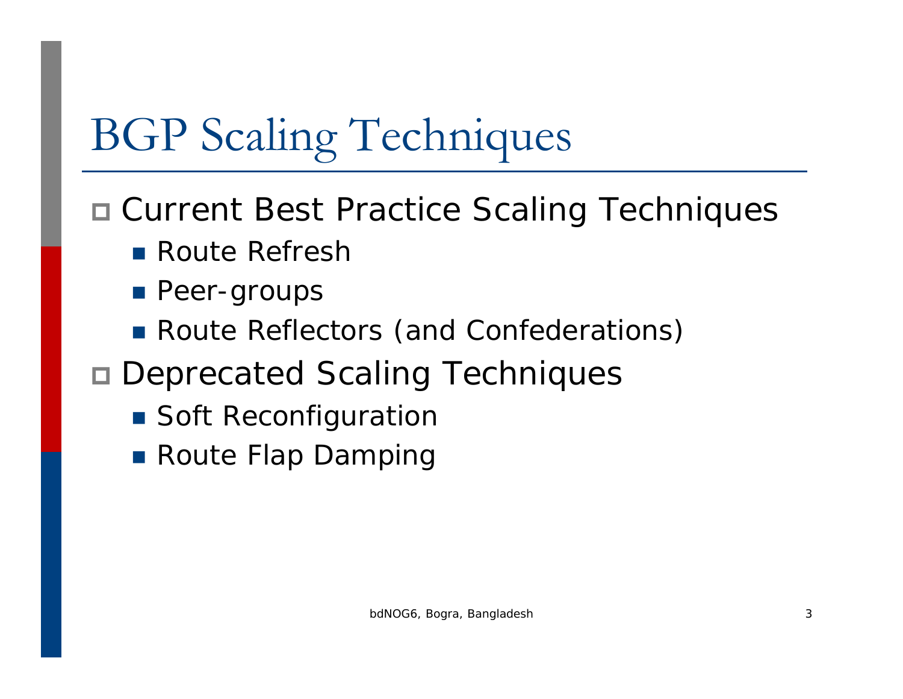# BGP Scaling Techniques

- Current Best Practice Scaling Techniques
  - Route Refresh
  - Peer-groups
  - Route Reflectors (and Confederations)
- Deprecated Scaling Techniques
  - Soft Reconfiguration
  - Route Flap Damping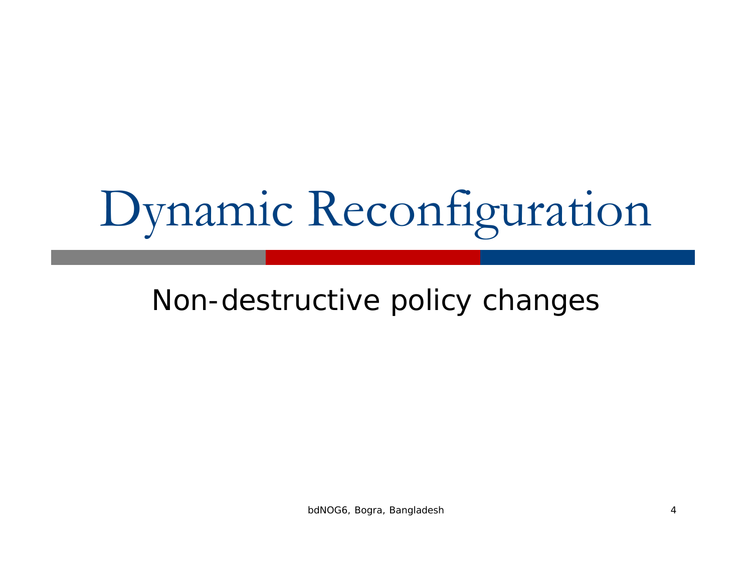# Dynamic Reconfiguration

Non-destructive policy changes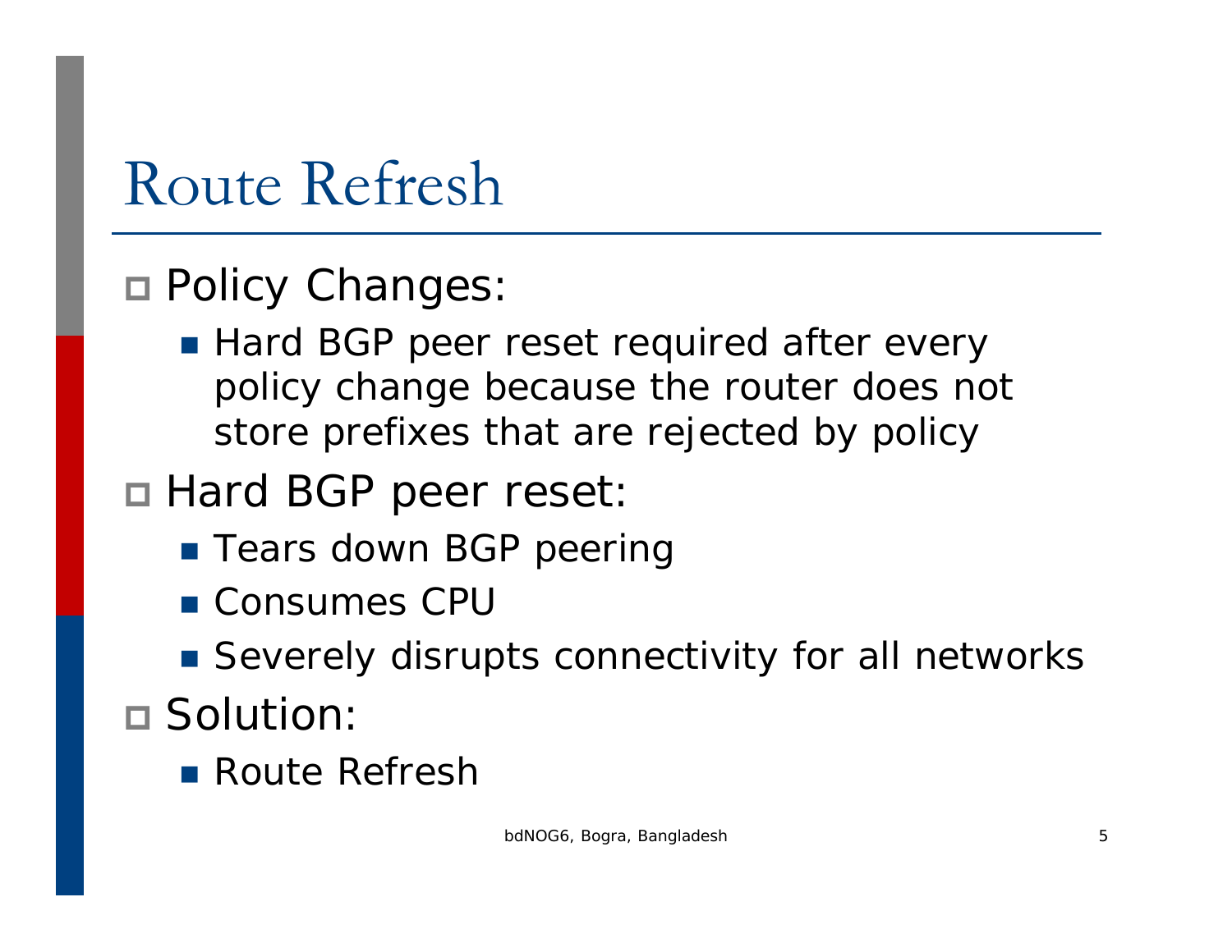# Route Refresh

- Policy Changes:
  - Hard BGP peer reset required after every policy change because the router does not store prefixes that are rejected by policy
- Hard BGP peer reset:
  - Tears down BGP peering
  - Consumes CPU
  - Severely disrupts connectivity for all networks
- Solution:
  - Route Refresh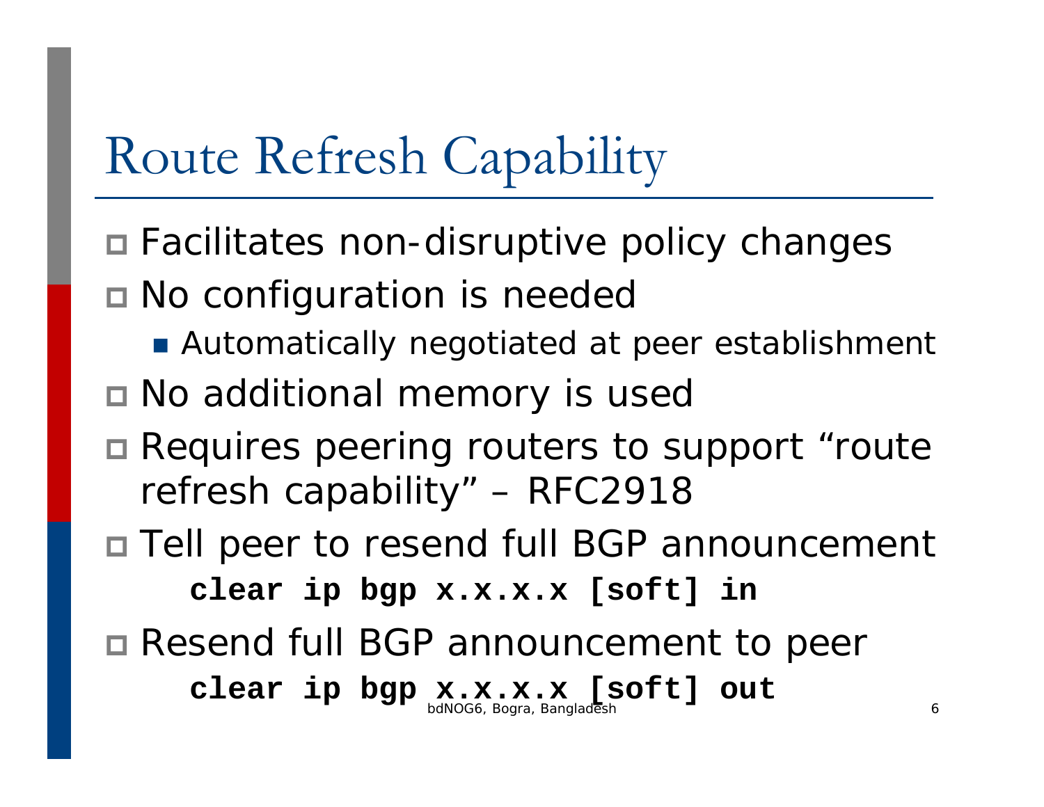# Route Refresh Capability

- Facilitates non-disruptive policy changes
- No configuration is needed
  - Automatically negotiated at peer establishment
- No additional memory is used
- Requires peering routers to support "route refresh capability" – RFC2918
- Tell peer to resend full BGP announcement

```
clear ip bgp x.x.x.x [soft] in
```

- Resend full BGP announcement to peer

```
clear ip bgp x.x.x.x [soft] out
```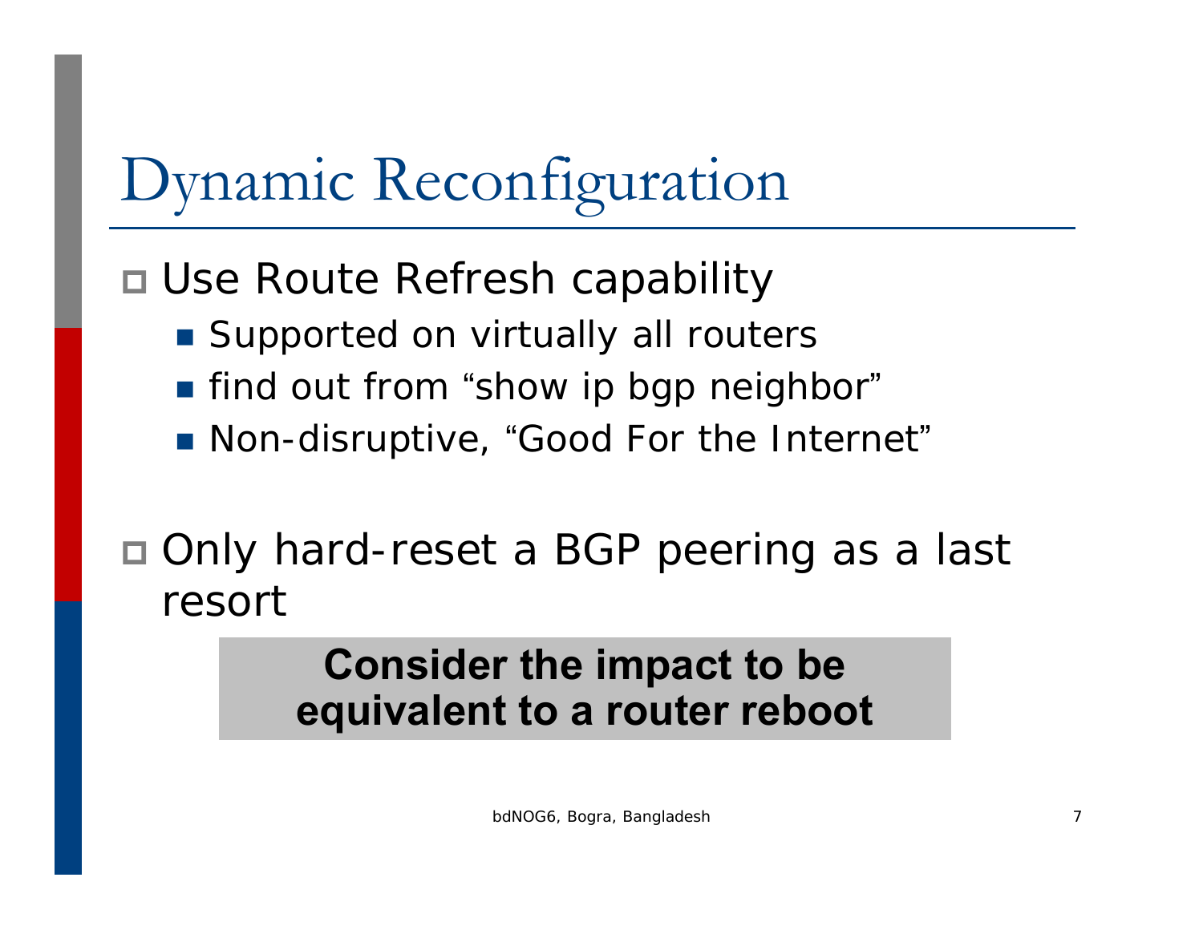# Dynamic Reconfiguration

- Use Route Refresh capability
  - Supported on virtually all routers
  - find out from "show ip bgp neighbor"
  - Non-disruptive, "Good For the Internet"

- Only hard-reset a BGP peering as a last resort

**Consider the impact to be equivalent to a router reboot**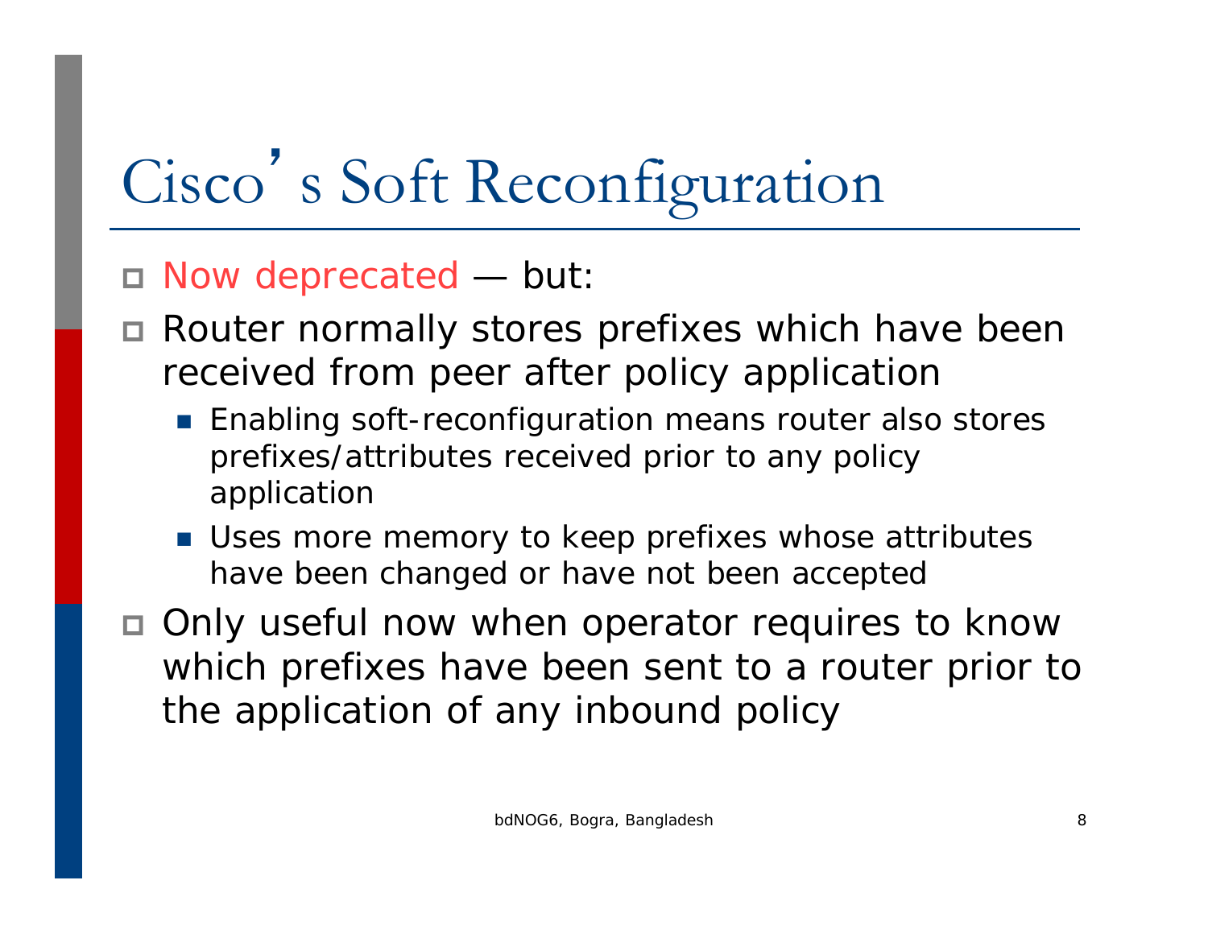# Cisco's Soft Reconfiguration

- Now deprecated — but:
- Router normally stores prefixes which have been received from peer after policy application
  - Enabling soft-reconfiguration means router also stores prefixes/attributes received prior to any policy application
  - Uses more memory to keep prefixes whose attributes have been changed or have not been accepted
- Only useful now when operator requires to know which prefixes have been sent to a router prior to the application of any inbound policy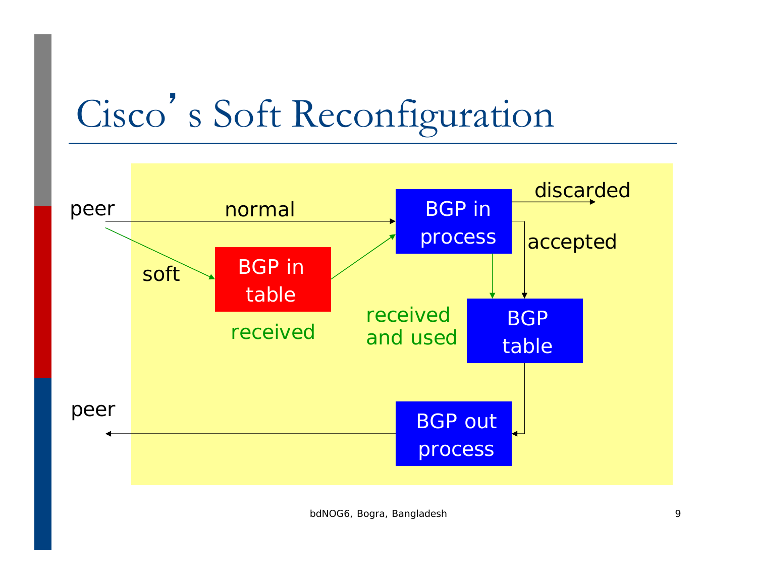# Cisco's Soft Reconfiguration

peer

normal

soft

BGP in table

received

BGP in process

discarded

accepted

received and used

BGP table

peer

BGP out process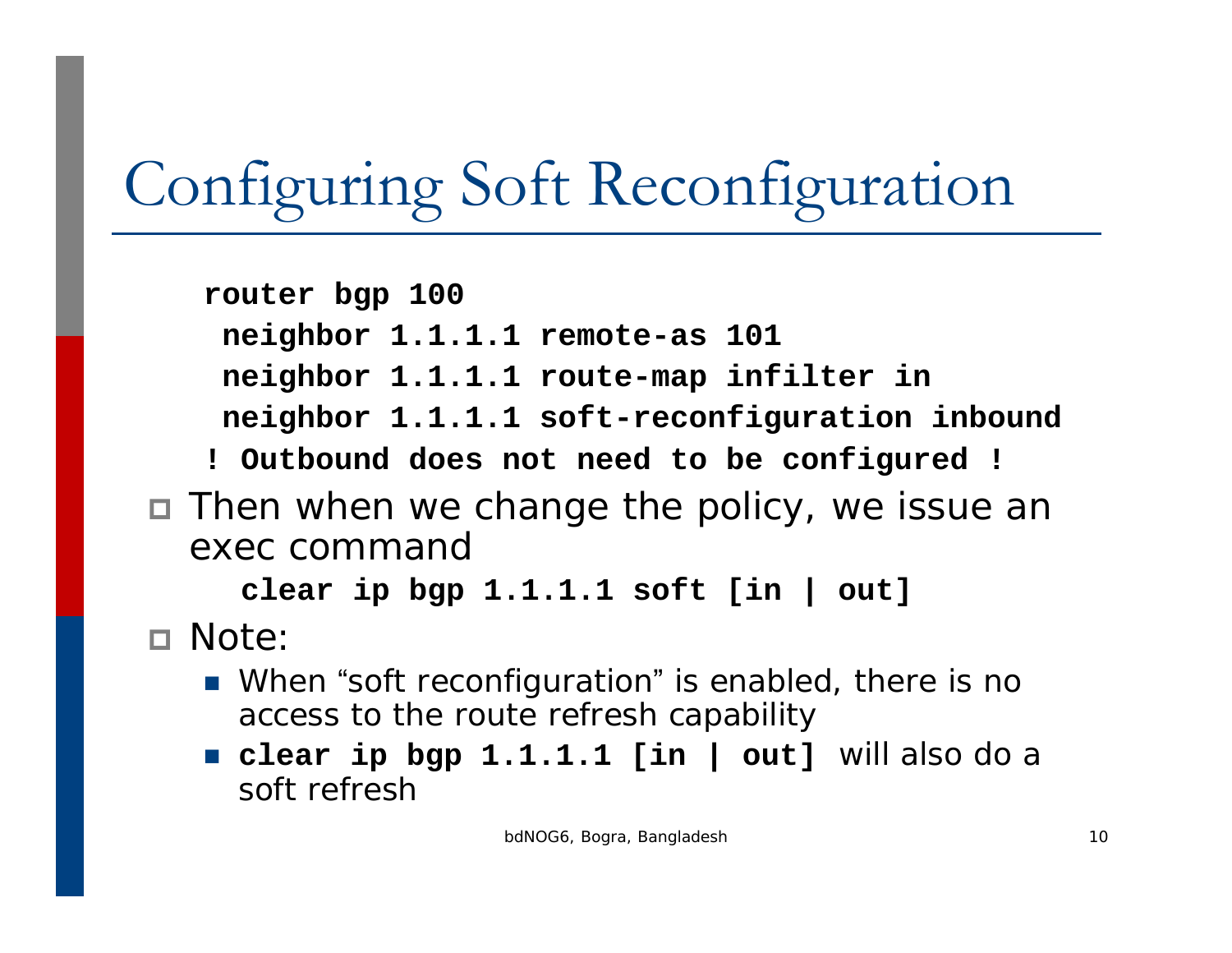# Configuring Soft Reconfiguration

```
router bgp 100
 neighbor 1.1.1.1 remote-as 101
 neighbor 1.1.1.1 route-map infilter in
 neighbor 1.1.1.1 soft-reconfiguration inbound
! Outbound does not need to be configured !
```

- Then when we change the policy, we issue an exec command

  ```
  clear ip bgp 1.1.1.1 soft [in | out]
  ```

- Note:
  - When "soft reconfiguration" is enabled, there is no access to the route refresh capability
  - **clear ip bgp 1.1.1.1 [in | out]** will also do a soft refresh

bdNOG6, Bogra, Bangladesh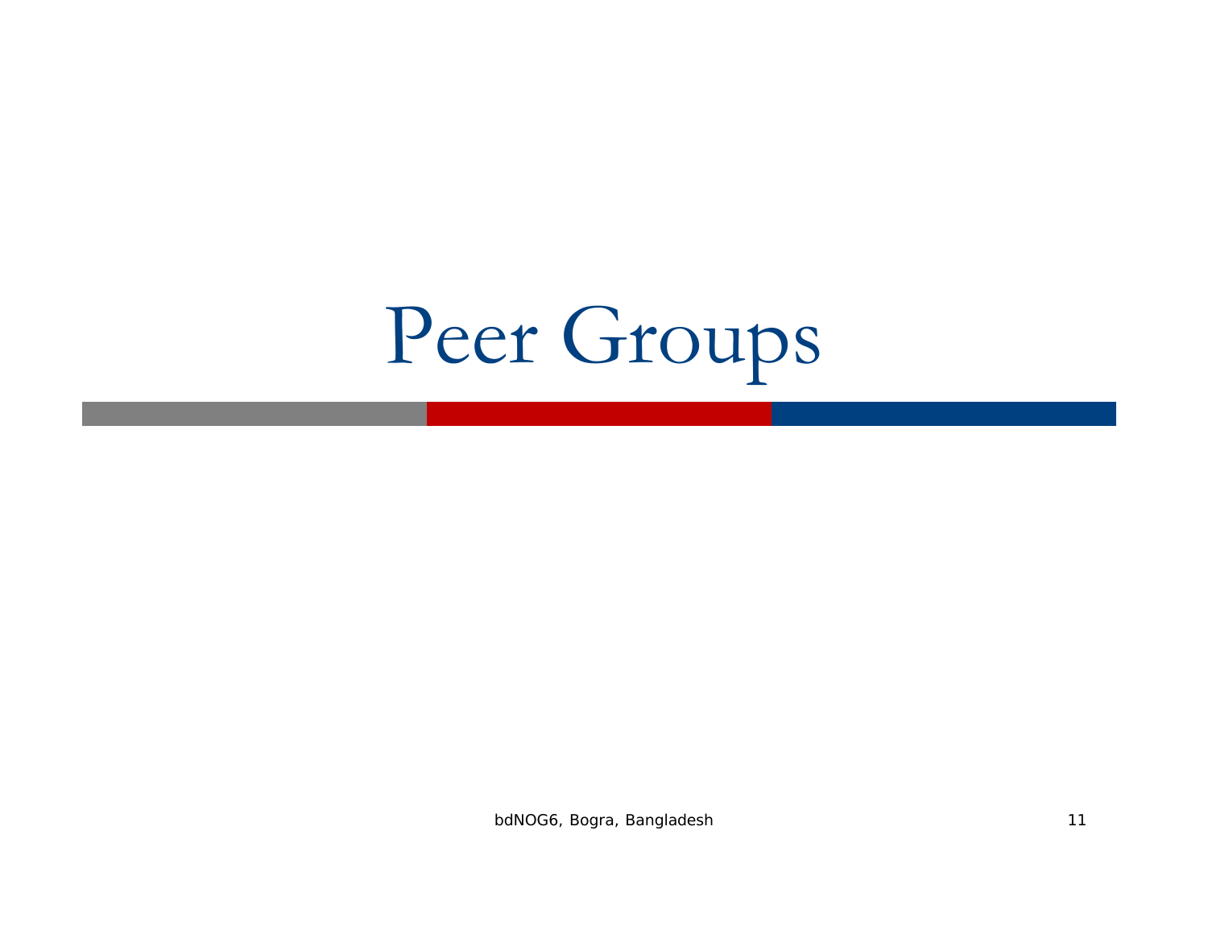# Peer Groups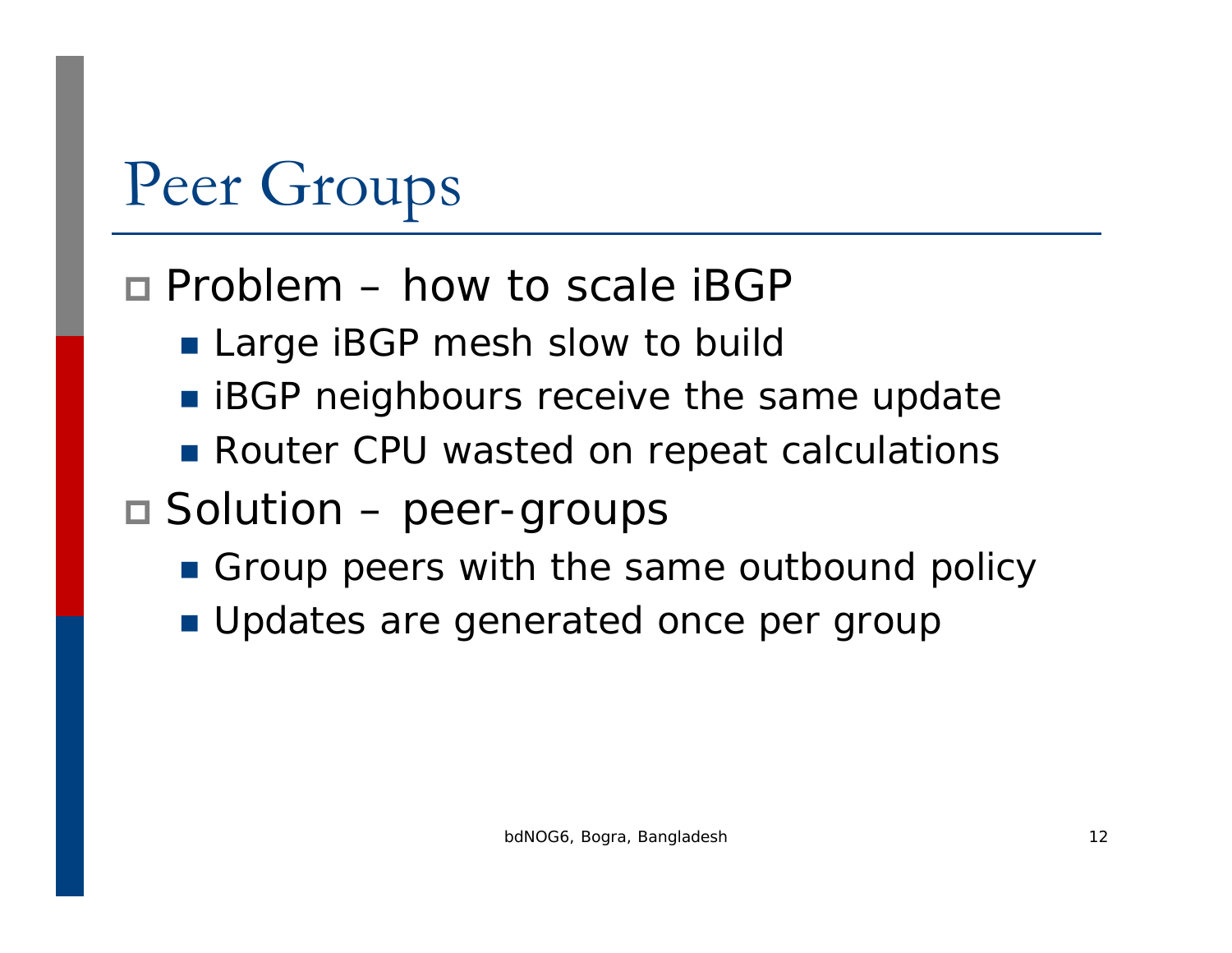# Peer Groups

- Problem – how to scale iBGP
  - Large iBGP mesh slow to build
  - iBGP neighbours receive the same update
  - Router CPU wasted on repeat calculations
- Solution – peer-groups
  - Group peers with the same outbound policy
  - Updates are generated once per group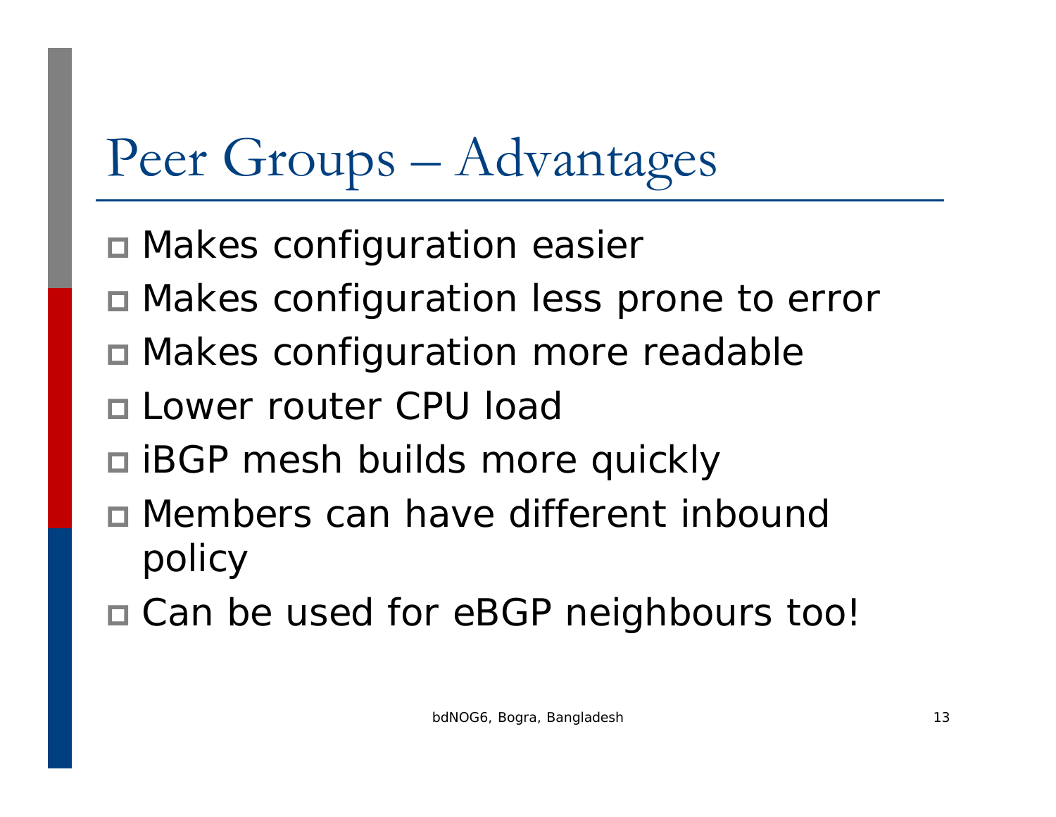# Peer Groups – Advantages

- Makes configuration easier
- Makes configuration less prone to error
- Makes configuration more readable
- Lower router CPU load
- iBGP mesh builds more quickly
- Members can have different inbound policy
- Can be used for eBGP neighbours too!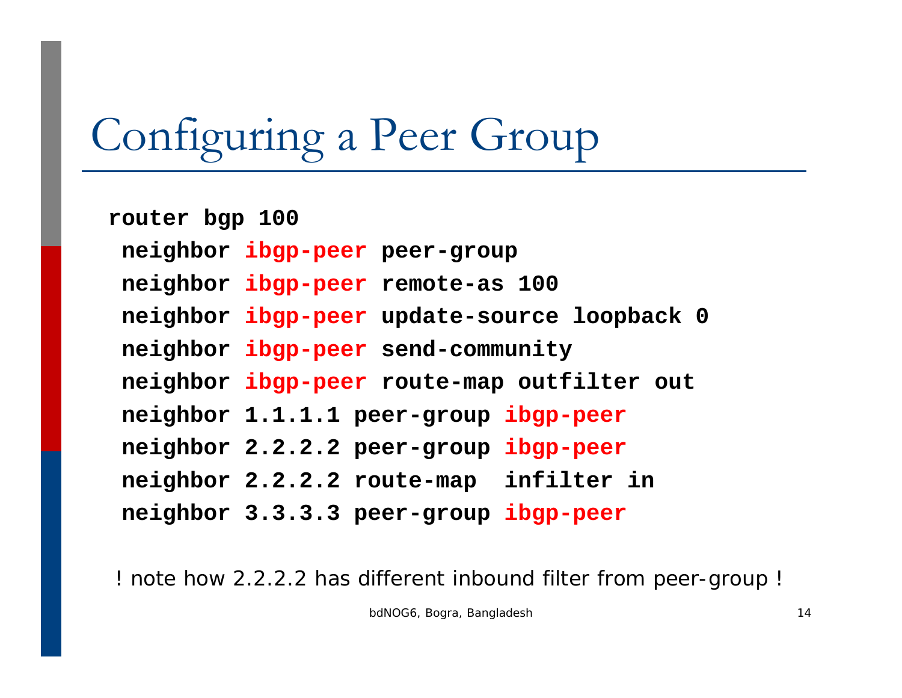# Configuring a Peer Group

```
router bgp 100
 neighbor ibgp-peer peer-group
 neighbor ibgp-peer remote-as 100
 neighbor ibgp-peer update-source loopback 0
 neighbor ibgp-peer send-community
 neighbor ibgp-peer route-map outfilter out
 neighbor 1.1.1.1 peer-group ibgp-peer
 neighbor 2.2.2.2 peer-group ibgp-peer
 neighbor 2.2.2.2 route-map  infilter in
 neighbor 3.3.3.3 peer-group ibgp-peer
```

! note how 2.2.2.2 has different inbound filter from peer-group !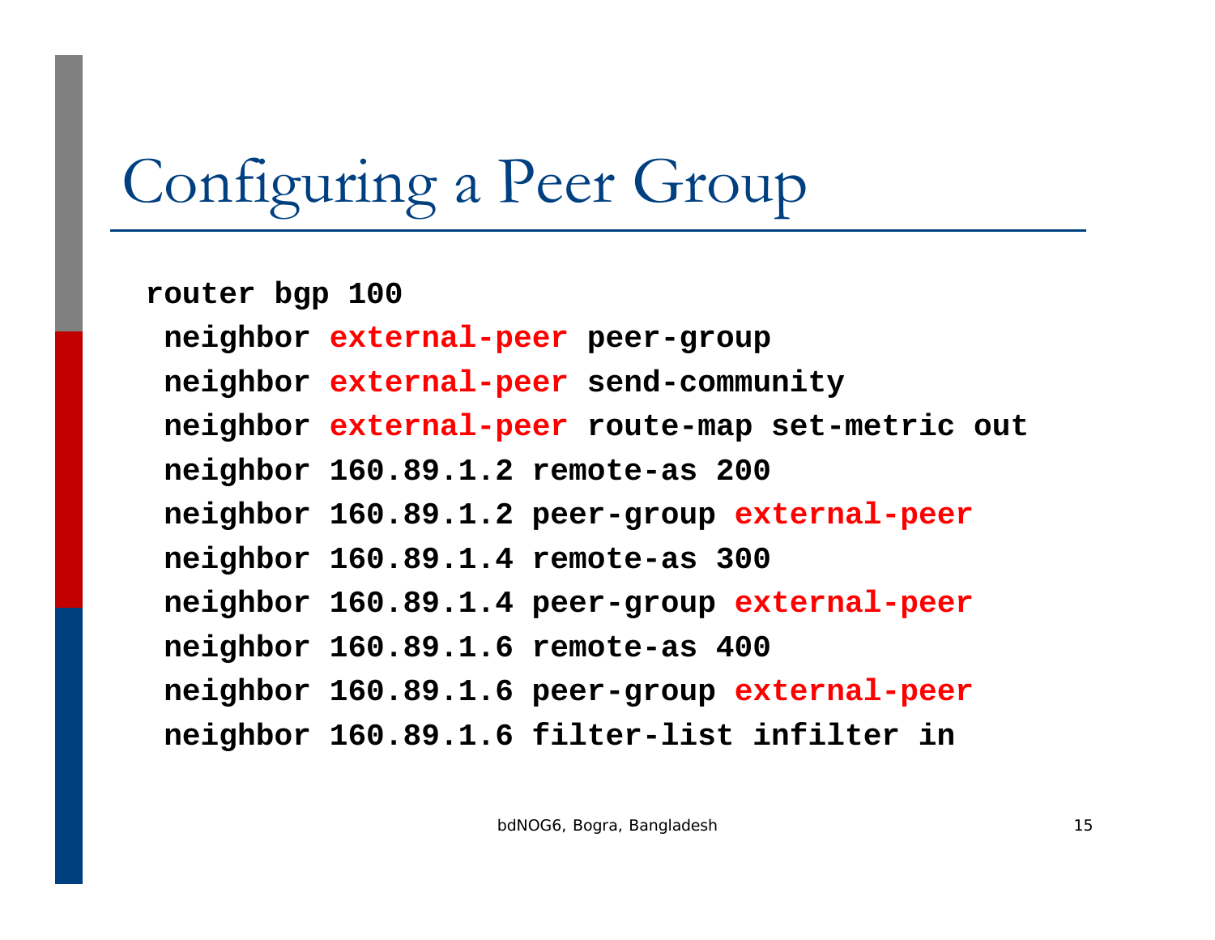# Configuring a Peer Group

```
router bgp 100
 neighbor external-peer peer-group
 neighbor external-peer send-community
 neighbor external-peer route-map set-metric out
 neighbor 160.89.1.2 remote-as 200
 neighbor 160.89.1.2 peer-group external-peer
 neighbor 160.89.1.4 remote-as 300
 neighbor 160.89.1.4 peer-group external-peer
 neighbor 160.89.1.6 remote-as 400
 neighbor 160.89.1.6 peer-group external-peer
 neighbor 160.89.1.6 filter-list infilter in
```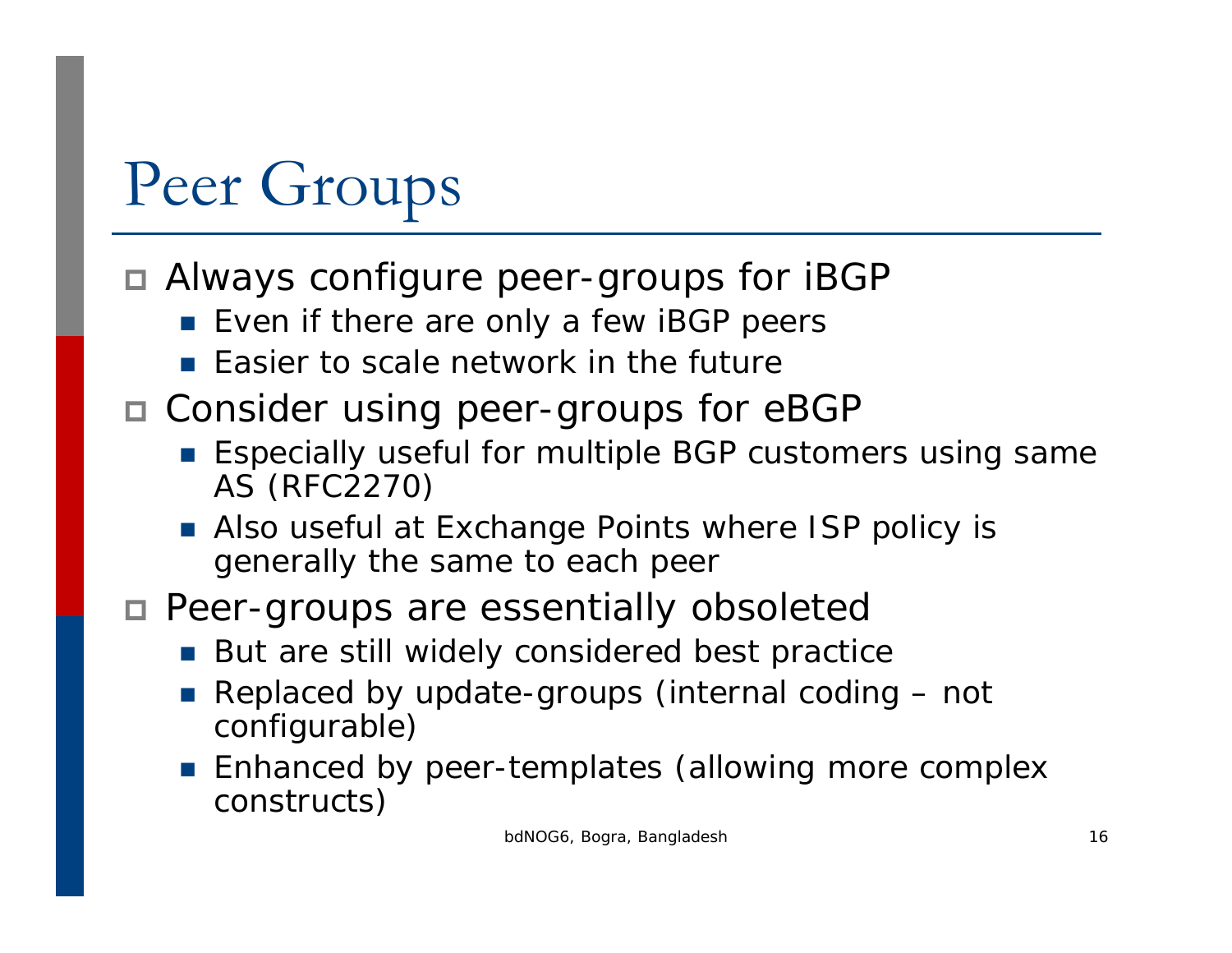# Peer Groups

- Always configure peer-groups for iBGP
  - Even if there are only a few iBGP peers
  - Easier to scale network in the future
- Consider using peer-groups for eBGP
  - Especially useful for multiple BGP customers using same AS (RFC2270)
  - Also useful at Exchange Points where ISP policy is generally the same to each peer
- Peer-groups are essentially obsoleted
  - But are still widely considered best practice
  - Replaced by update-groups (internal coding – not configurable)
  - Enhanced by peer-templates (allowing more complex constructs)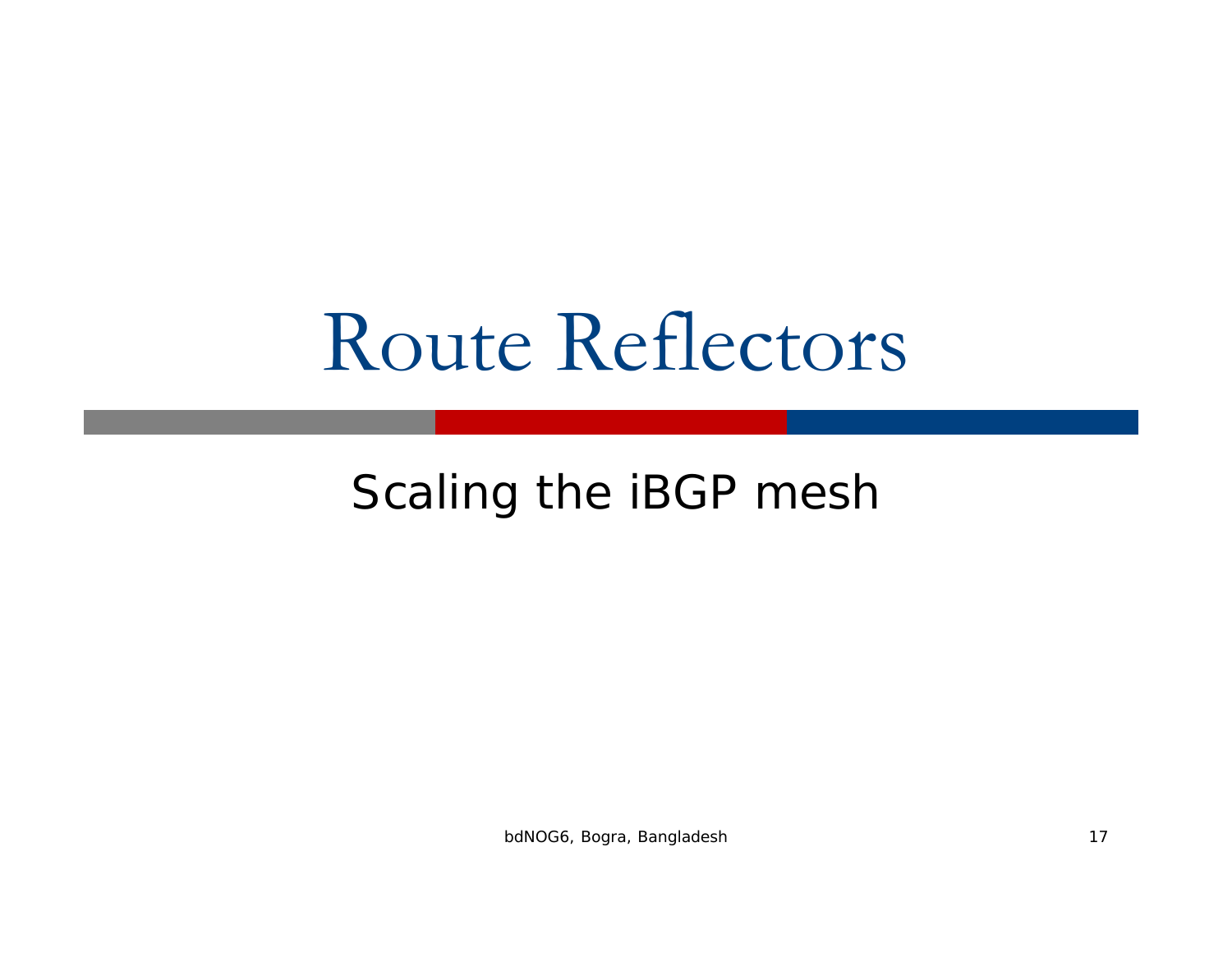# Route Reflectors

Scaling the iBGP mesh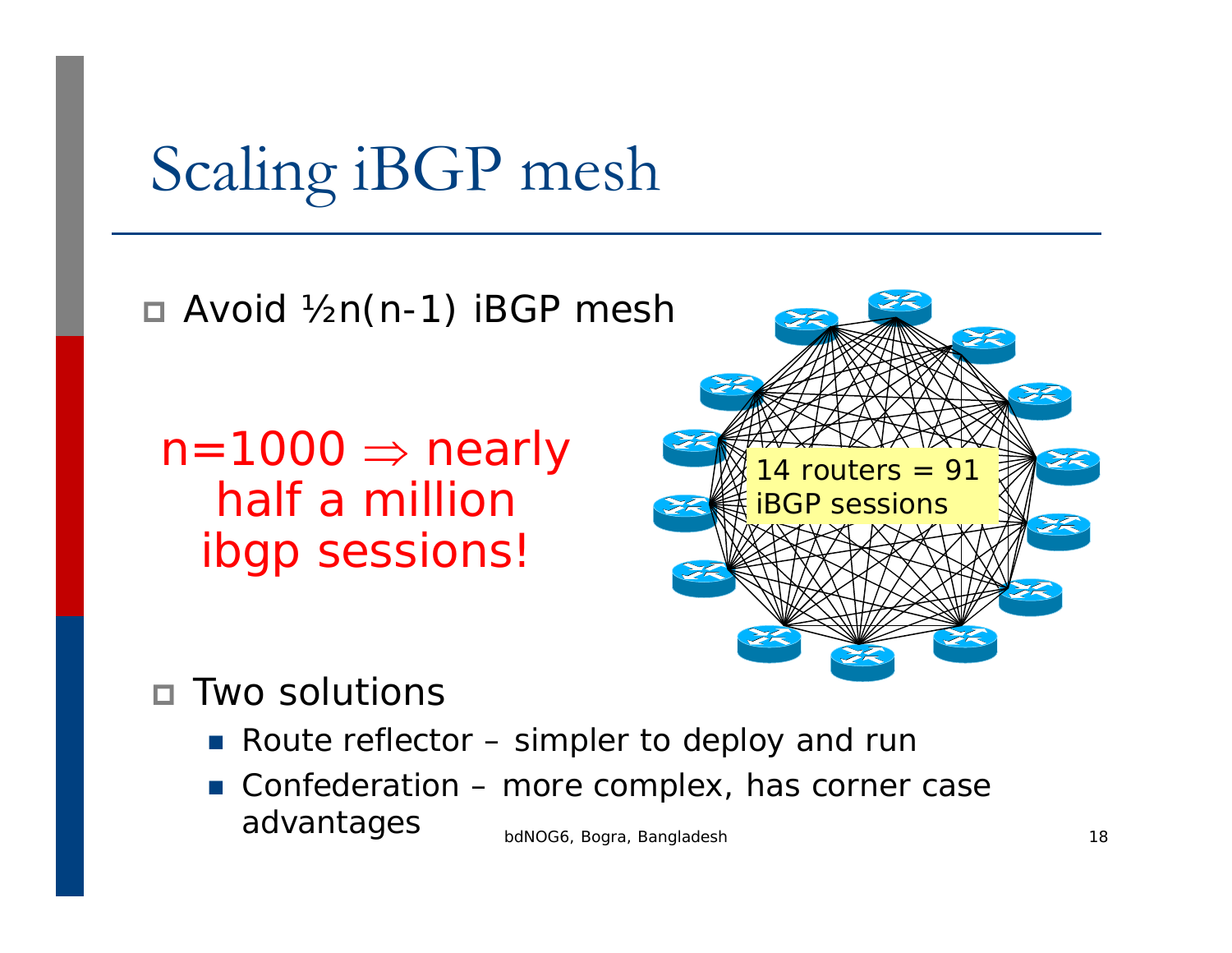# Scaling iBGP mesh

- Avoid ½n(n-1) iBGP mesh

n=1000 ⇒ nearly half a million ibgp sessions!

14 routers = 91 iBGP sessions

- Two solutions
  - Route reflector – simpler to deploy and run
  - Confederation – more complex, has corner case advantages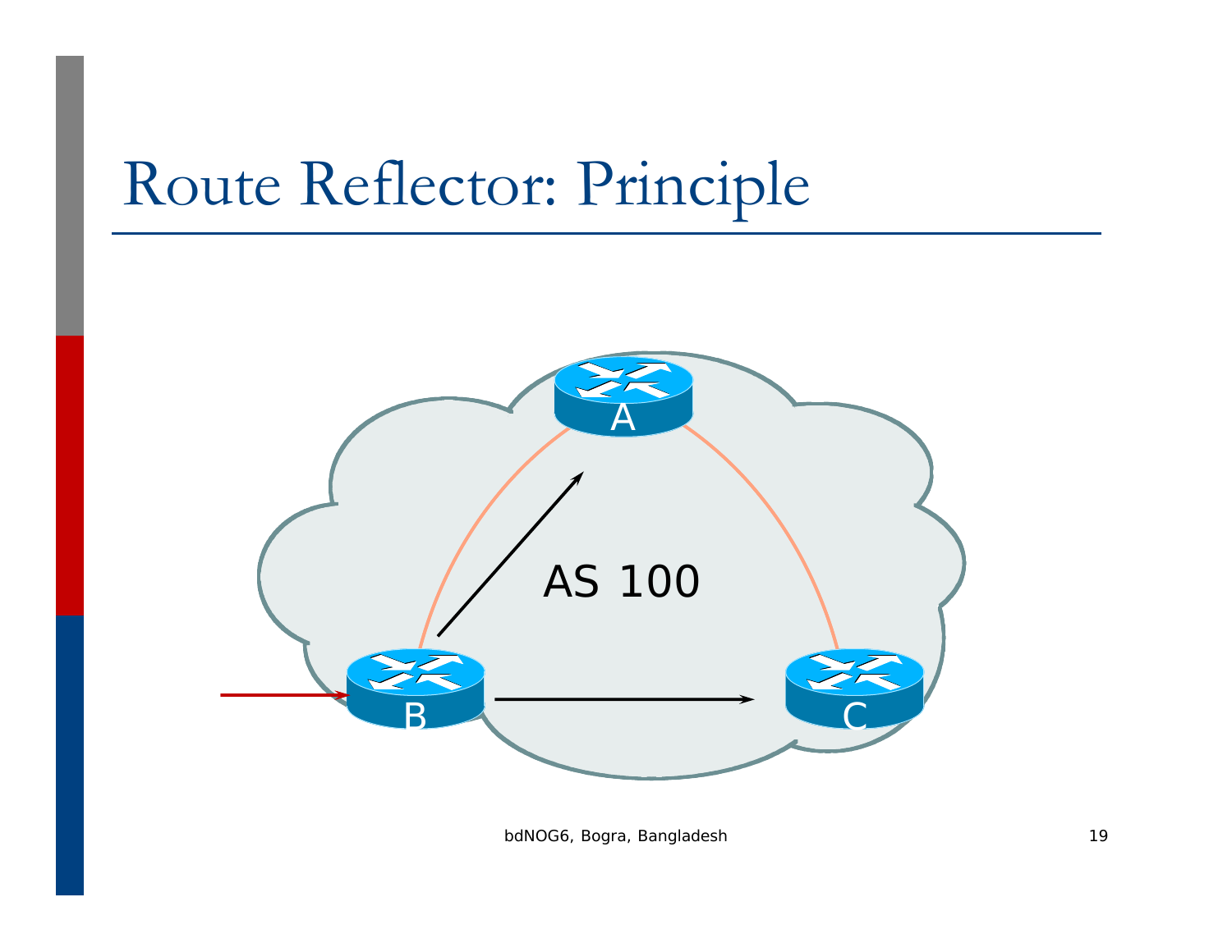# Route Reflector: Principle

A

AS 100

B

C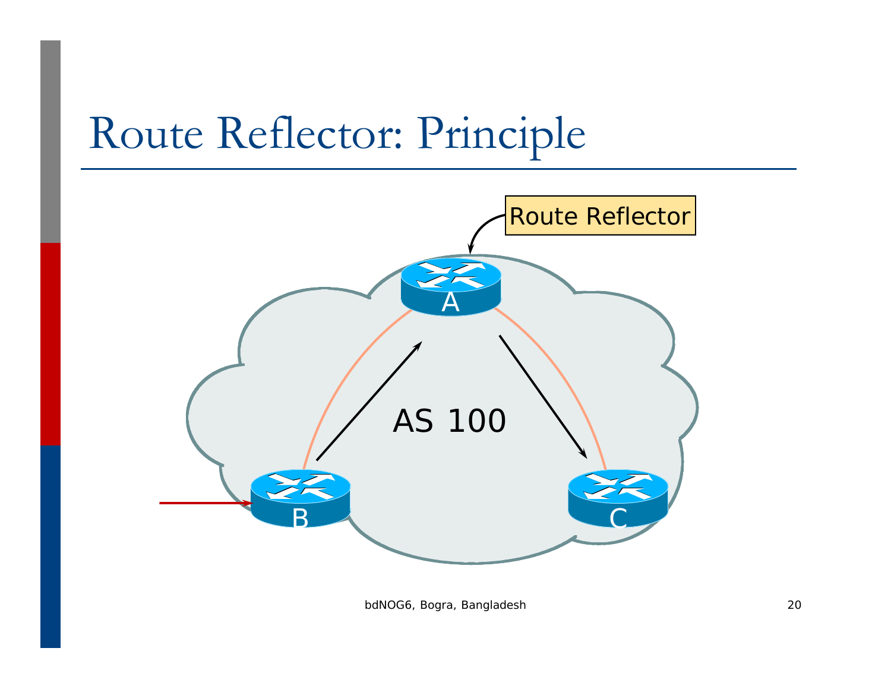# Route Reflector: Principle

Route Reflector

A

AS 100

B

C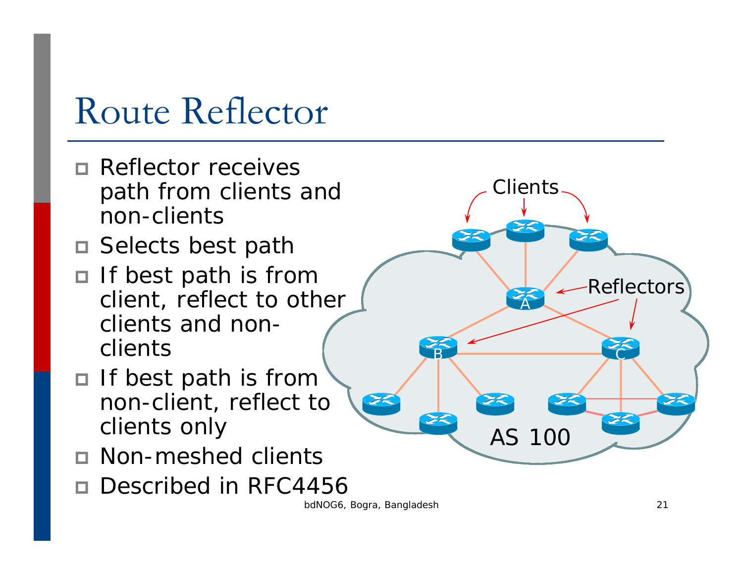# Route Reflector

- Reflector receives path from clients and non-clients
- Selects best path
- If best path is from client, reflect to other clients and non-clients
- If best path is from non-client, reflect to clients only
- Non-meshed clients
- Described in RFC4456

Clients
Reflectors
A
B
C
AS 100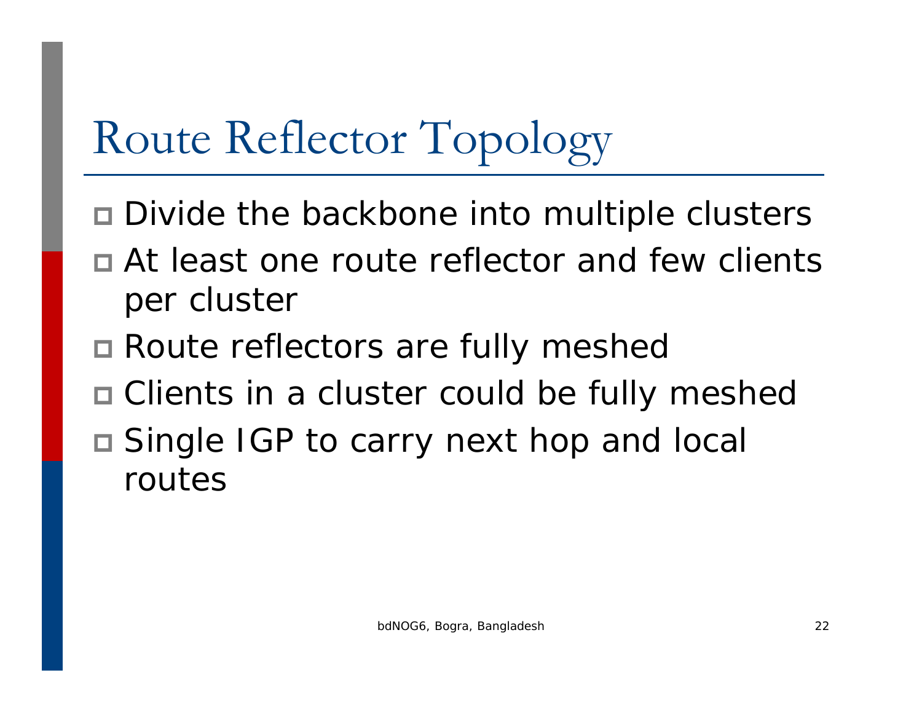# Route Reflector Topology

- Divide the backbone into multiple clusters
- At least one route reflector and few clients per cluster
- Route reflectors are fully meshed
- Clients in a cluster could be fully meshed
- Single IGP to carry next hop and local routes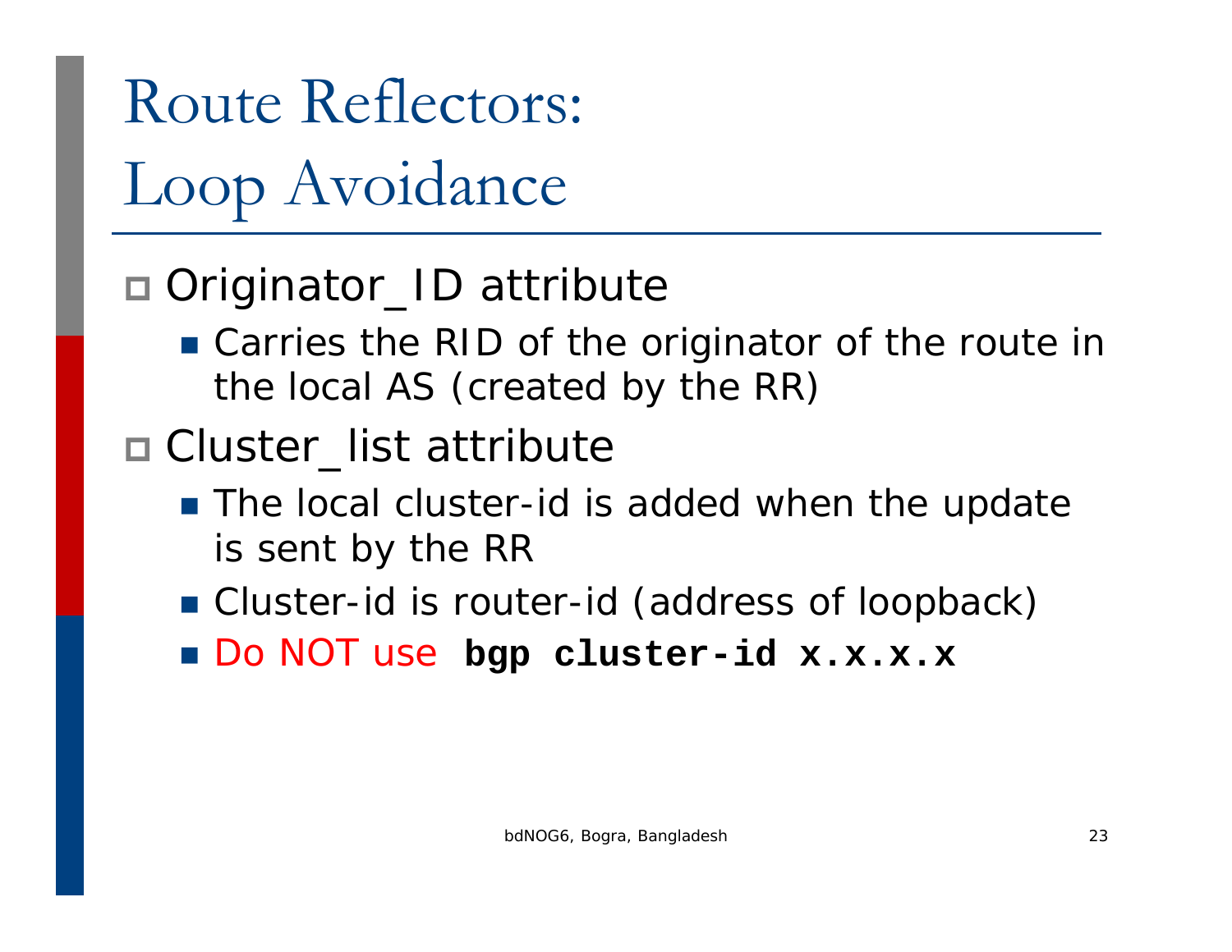# Route Reflectors: Loop Avoidance

- Originator_ID attribute
  - Carries the RID of the originator of the route in the local AS (created by the RR)
- Cluster_list attribute
  - The local cluster-id is added when the update is sent by the RR
  - Cluster-id is router-id (address of loopback)
  - Do NOT use **`bgp cluster-id x.x.x.x`**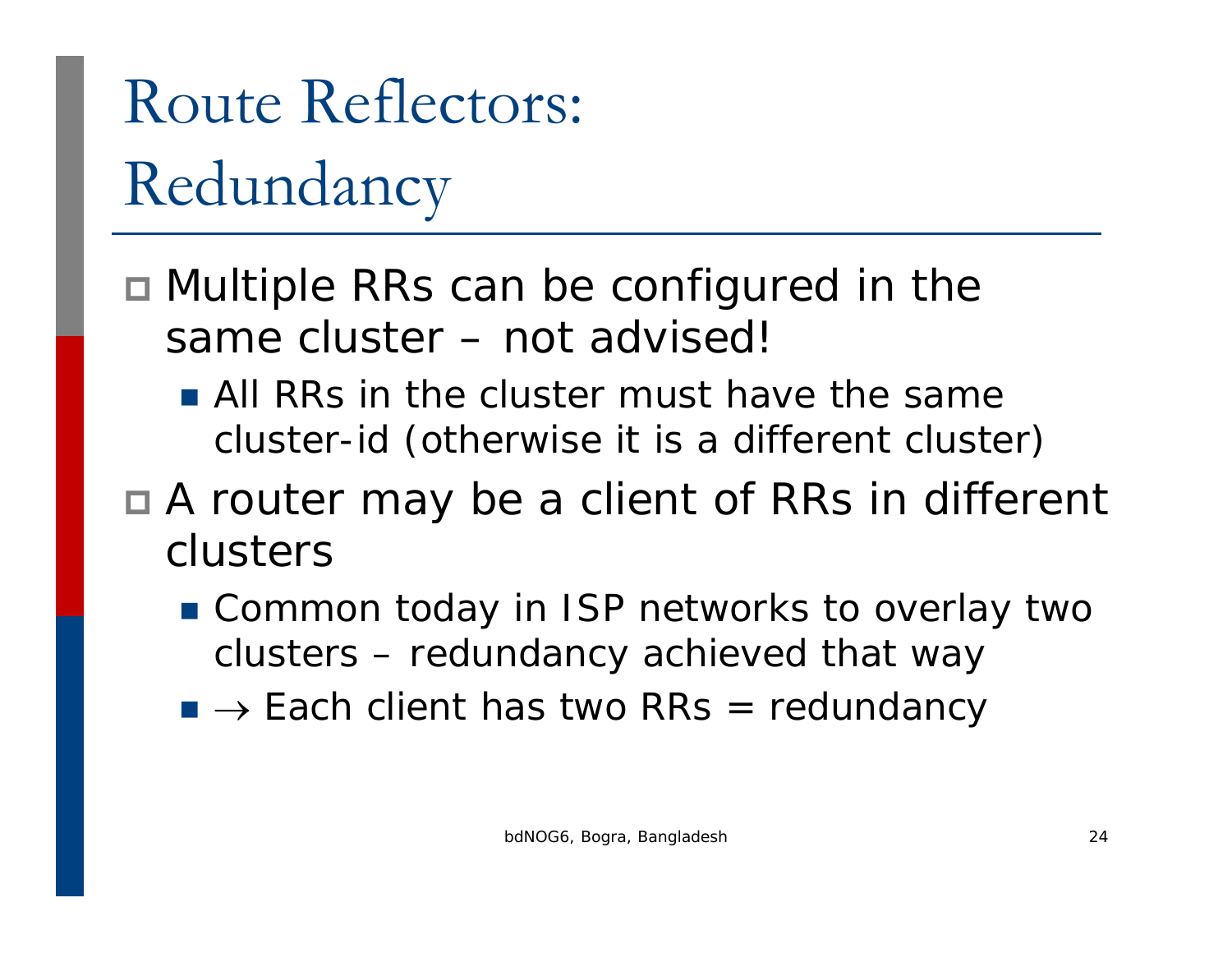# Route Reflectors: Redundancy

- Multiple RRs can be configured in the same cluster – not advised!
  - All RRs in the cluster must have the same cluster-id (otherwise it is a different cluster)
- A router may be a client of RRs in different clusters
  - Common today in ISP networks to overlay two clusters – redundancy achieved that way
  - → Each client has two RRs = redundancy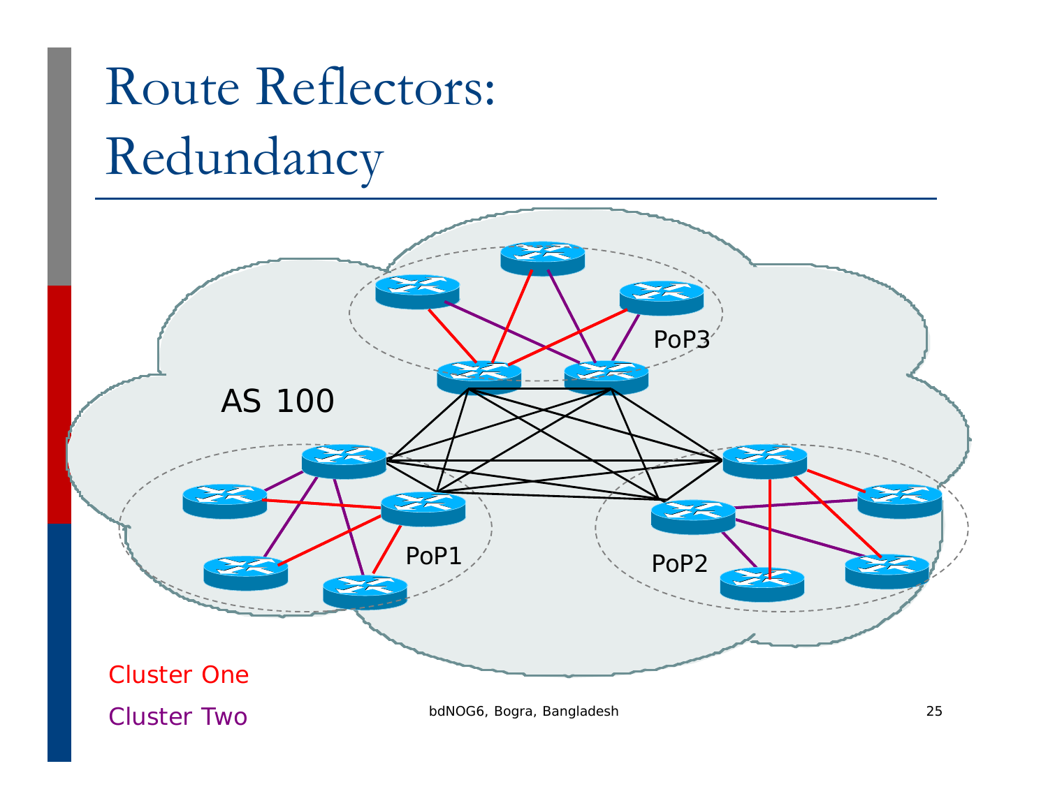# Route Reflectors: Redundancy

AS 100

PoP3

PoP1

PoP2

Cluster One

Cluster Two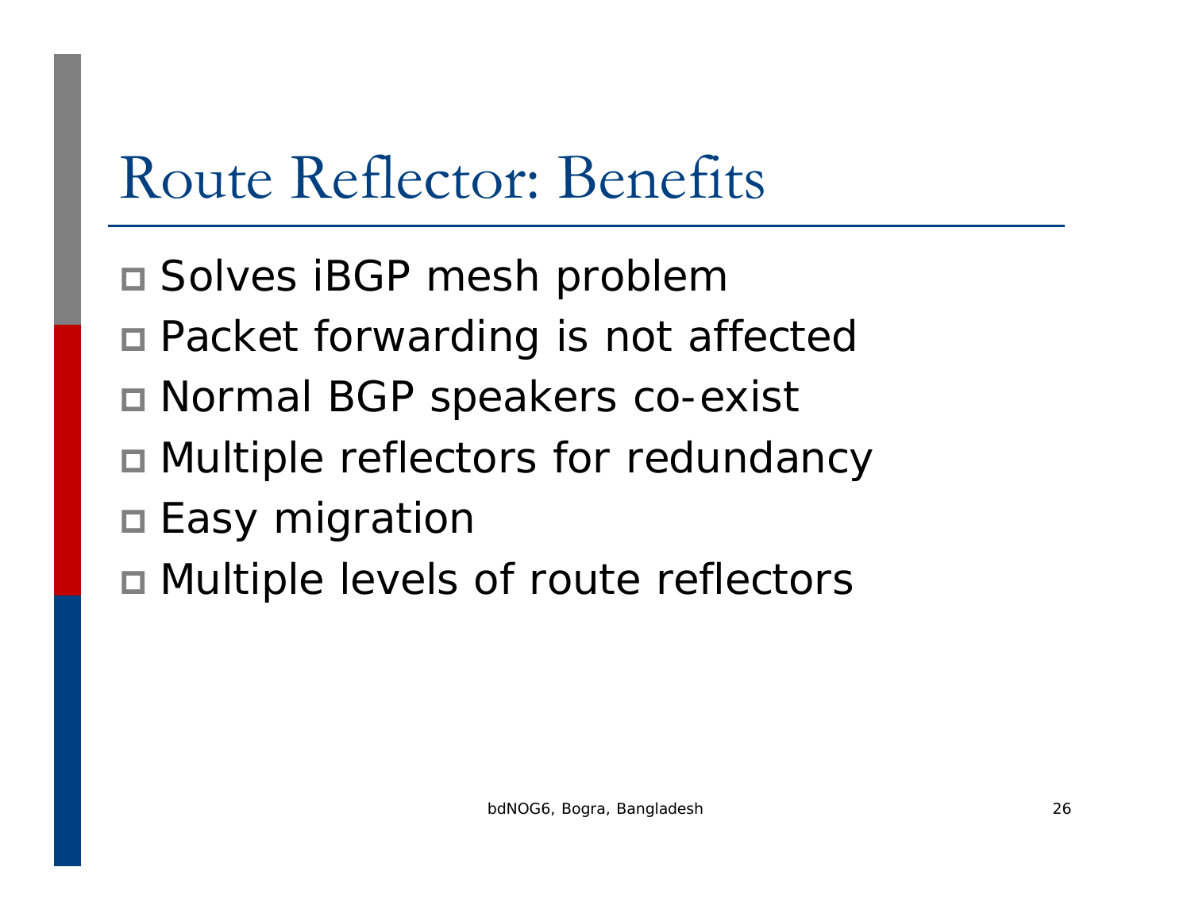# Route Reflector: Benefits

- Solves iBGP mesh problem
- Packet forwarding is not affected
- Normal BGP speakers co-exist
- Multiple reflectors for redundancy
- Easy migration
- Multiple levels of route reflectors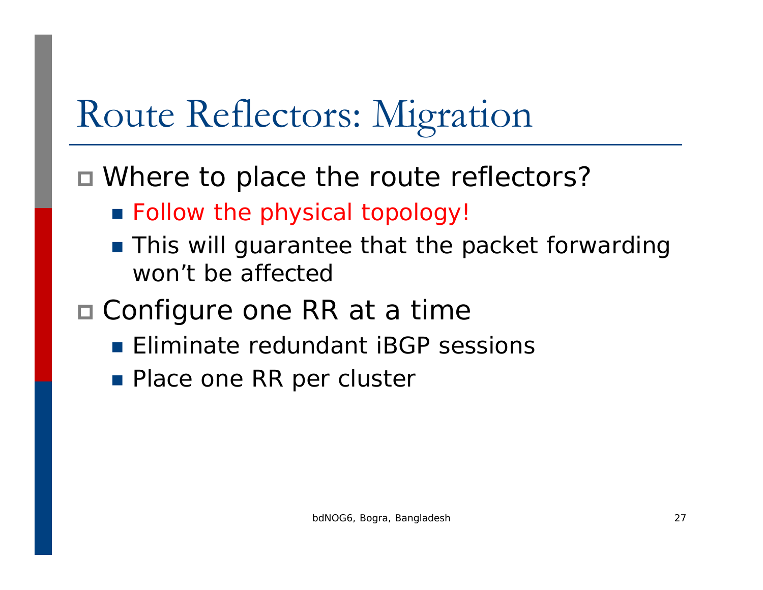# Route Reflectors: Migration

- Where to place the route reflectors?
  - Follow the physical topology!
  - This will guarantee that the packet forwarding won't be affected
- Configure one RR at a time
  - Eliminate redundant iBGP sessions
  - Place one RR per cluster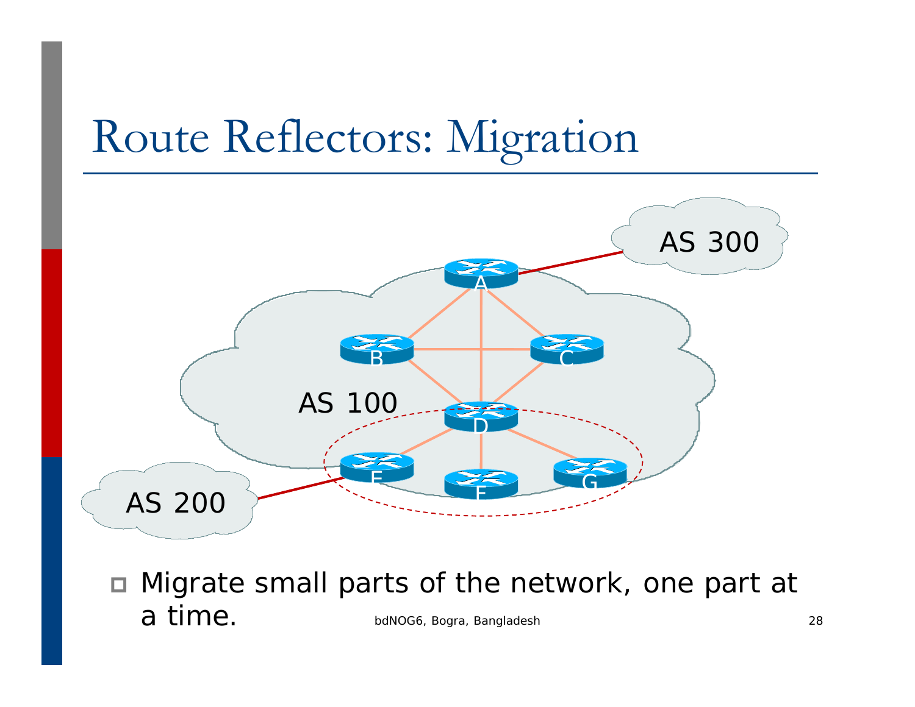# Route Reflectors: Migration

AS 300

AS 100

AS 200

A

B

C

D

E

F

G

- Migrate small parts of the network, one part at a time.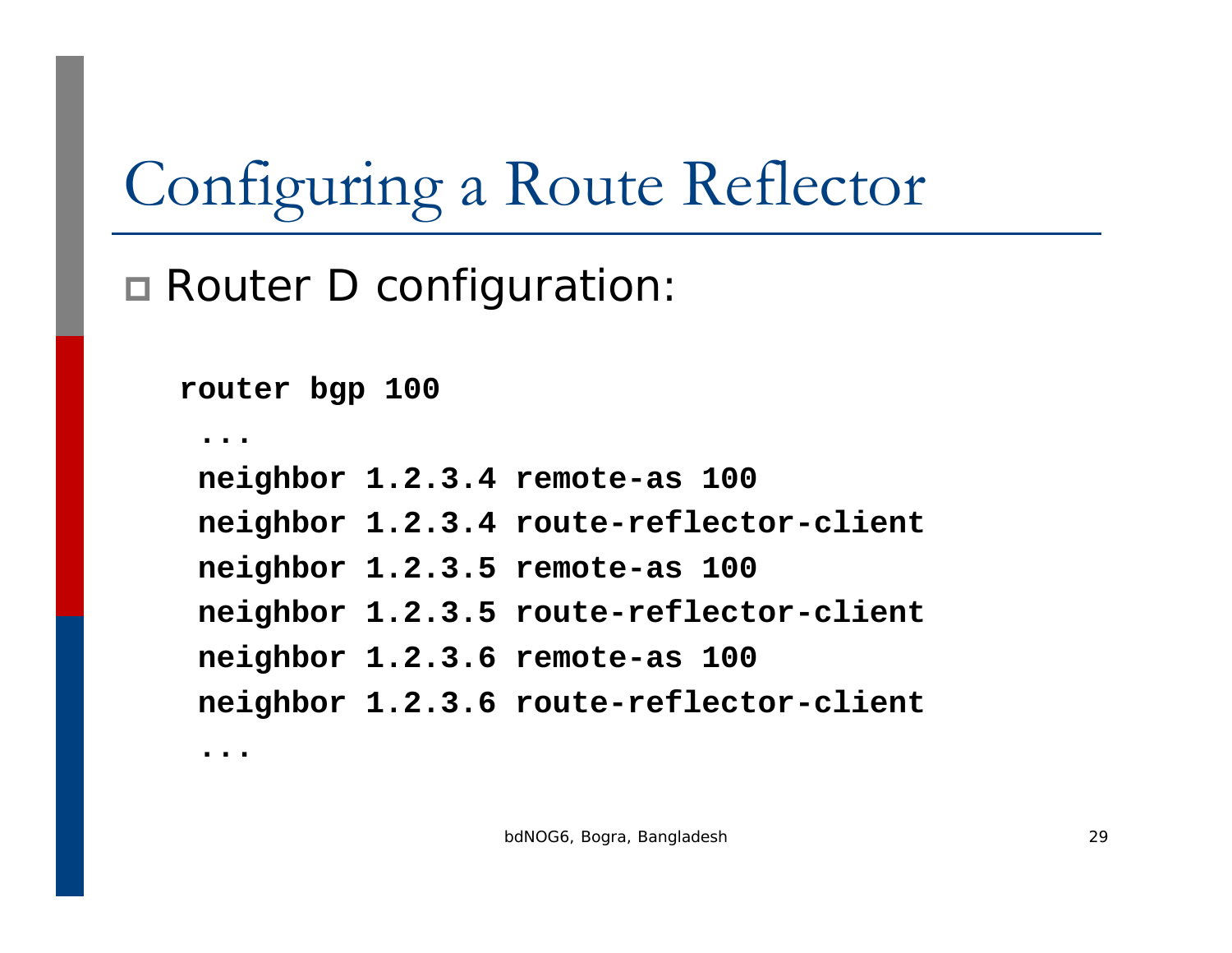# Configuring a Route Reflector

- Router D configuration:

```
router bgp 100
 ...
 neighbor 1.2.3.4 remote-as 100
 neighbor 1.2.3.4 route-reflector-client
 neighbor 1.2.3.5 remote-as 100
 neighbor 1.2.3.5 route-reflector-client
 neighbor 1.2.3.6 remote-as 100
 neighbor 1.2.3.6 route-reflector-client
 ...
```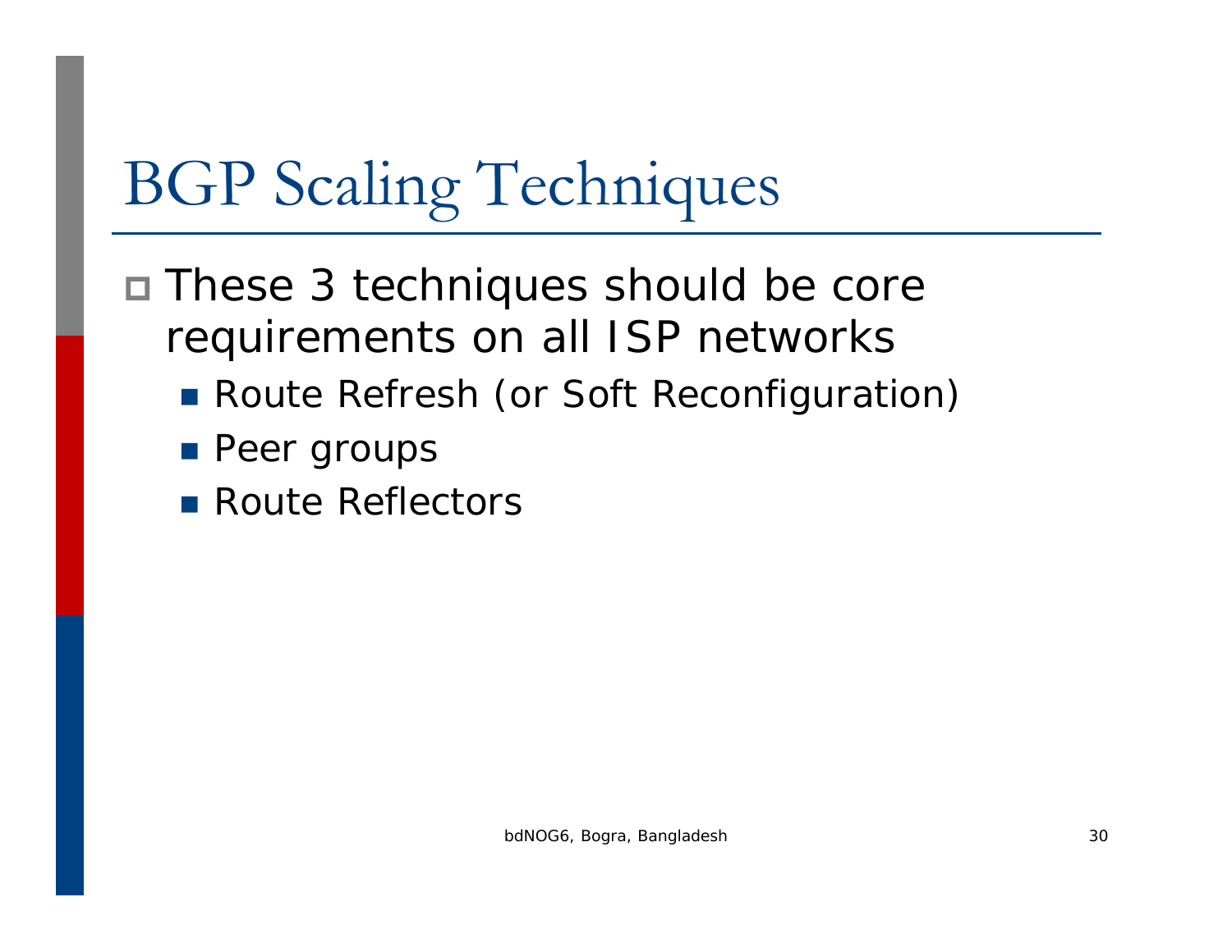# BGP Scaling Techniques

- These 3 techniques should be core requirements on all ISP networks
  - Route Refresh (or Soft Reconfiguration)
  - Peer groups
  - Route Reflectors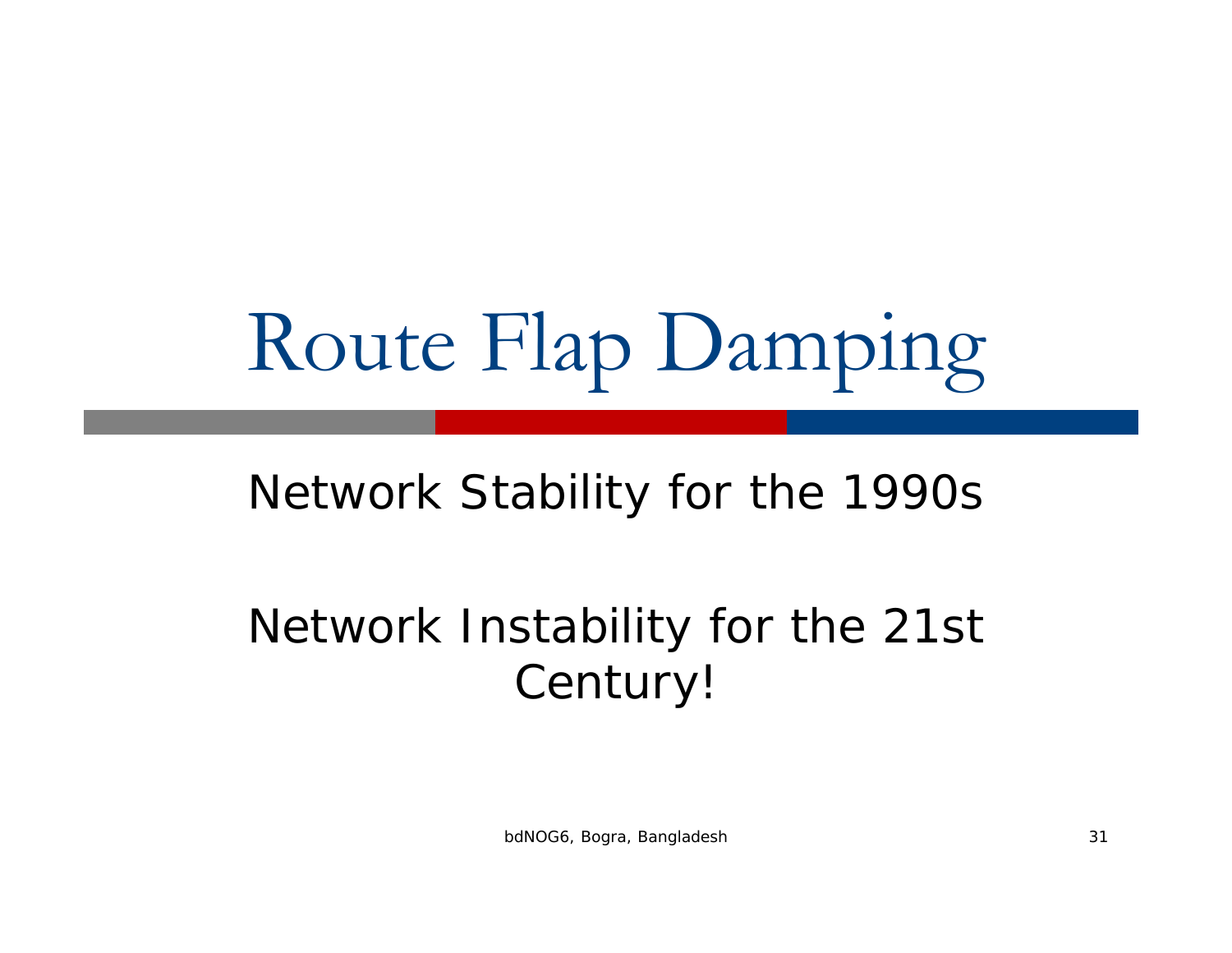# Route Flap Damping

Network Stability for the 1990s

Network Instability for the 21st Century!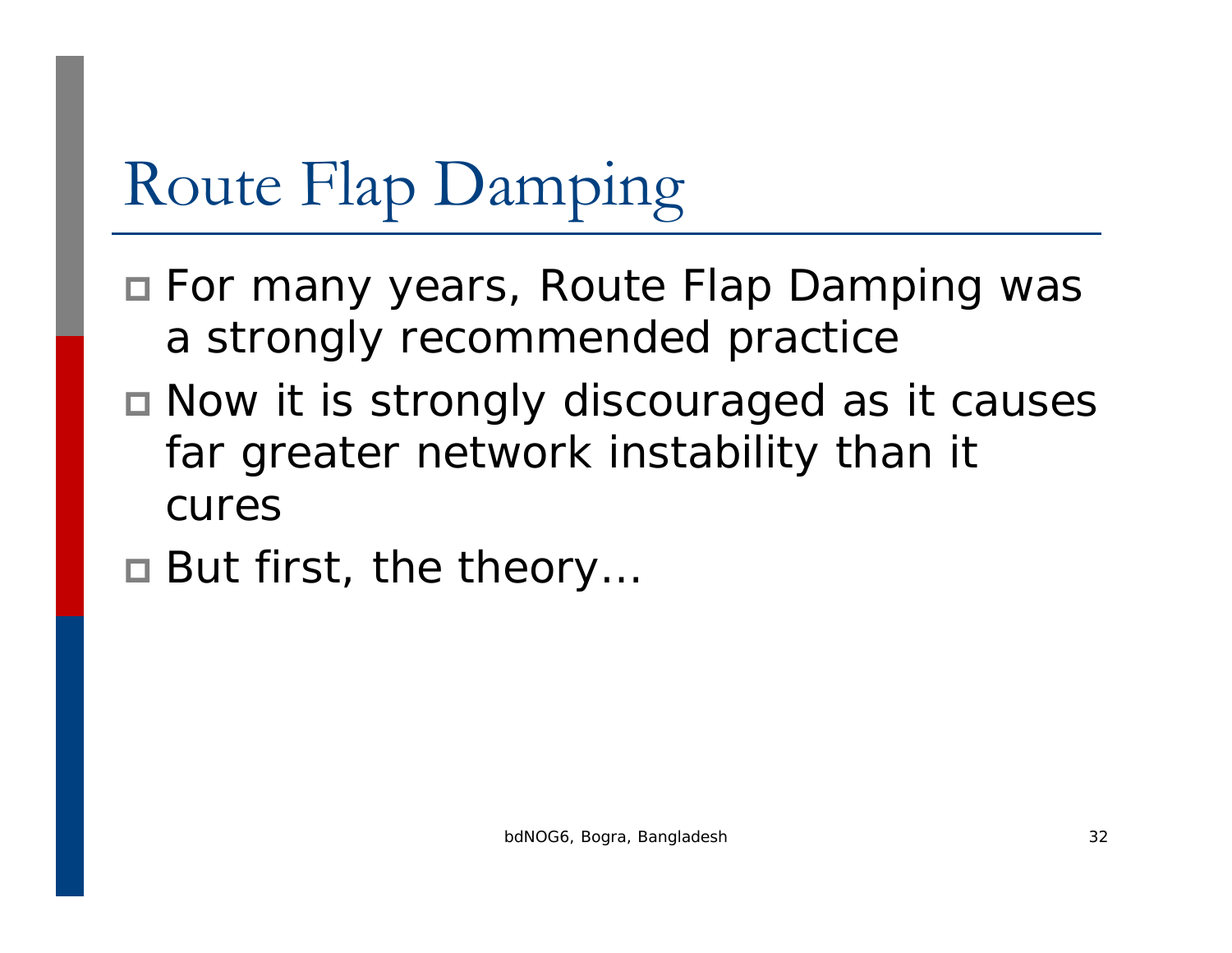# Route Flap Damping

- For many years, Route Flap Damping was a strongly recommended practice
- Now it is strongly discouraged as it causes far greater network instability than it cures
- But first, the theory…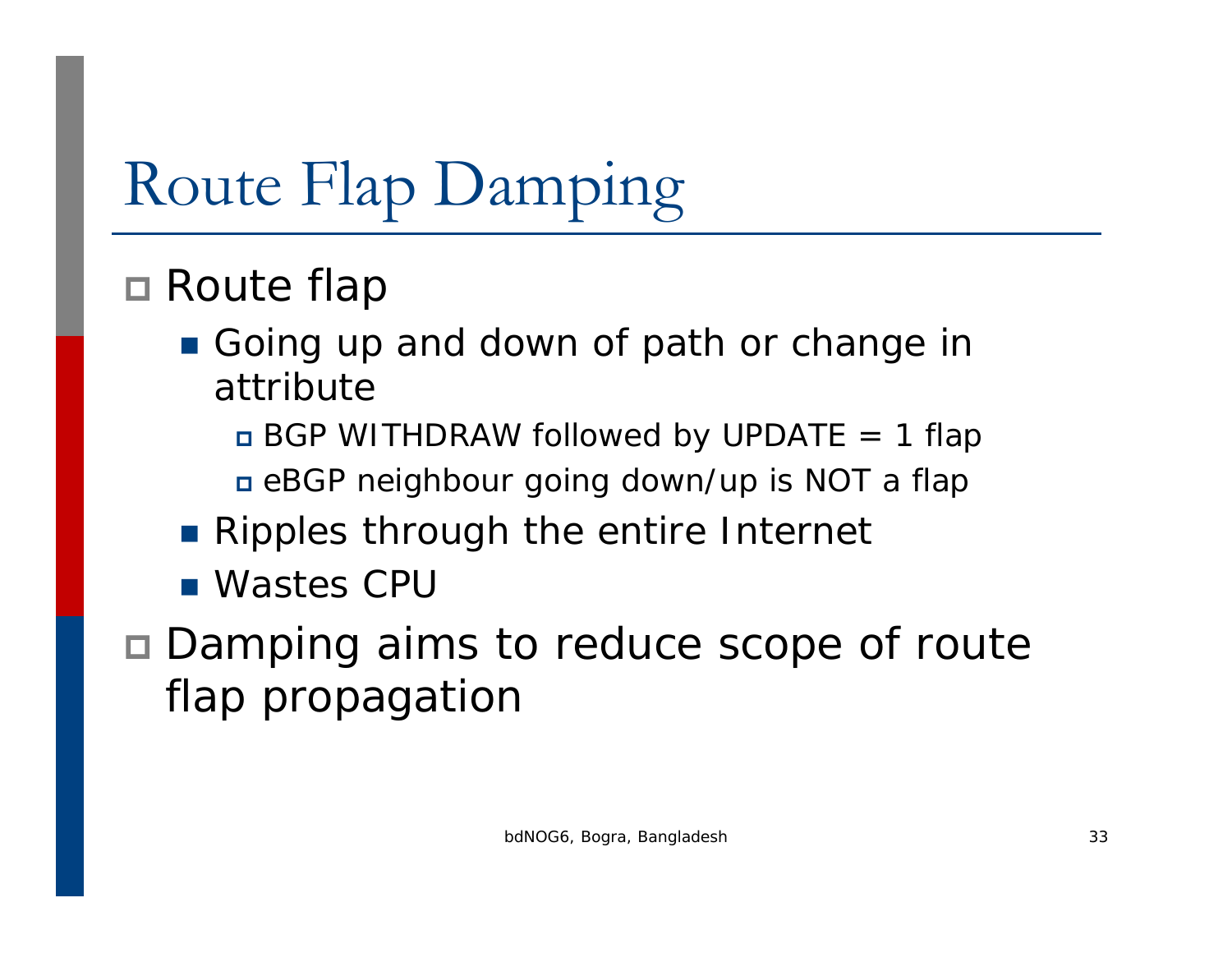# Route Flap Damping

- Route flap
  - Going up and down of path or change in attribute
    - BGP WITHDRAW followed by UPDATE = 1 flap
    - eBGP neighbour going down/up is NOT a flap
  - Ripples through the entire Internet
  - Wastes CPU
- Damping aims to reduce scope of route flap propagation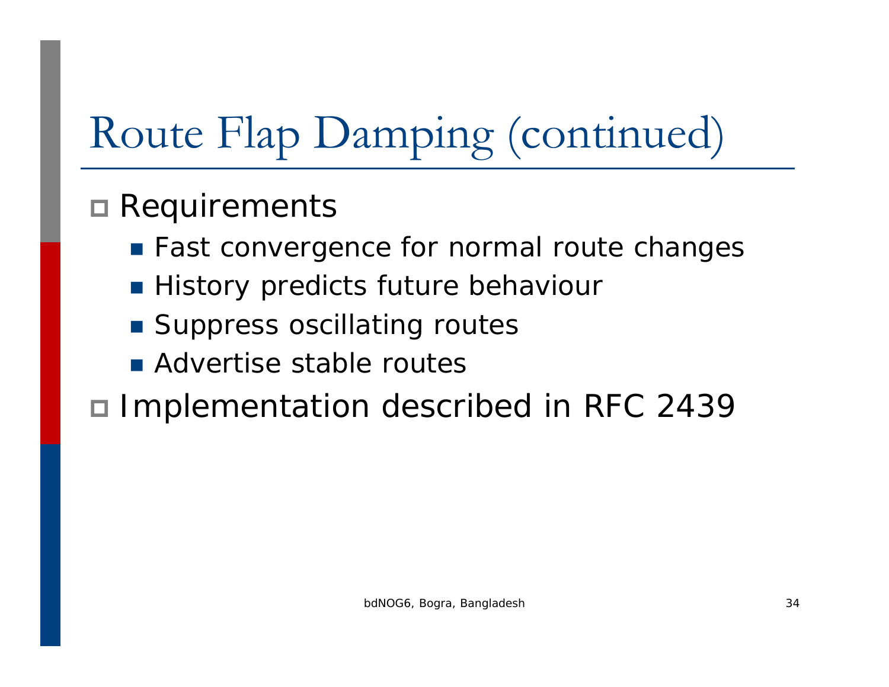# Route Flap Damping (continued)

- Requirements
  - Fast convergence for normal route changes
  - History predicts future behaviour
  - Suppress oscillating routes
  - Advertise stable routes
- Implementation described in RFC 2439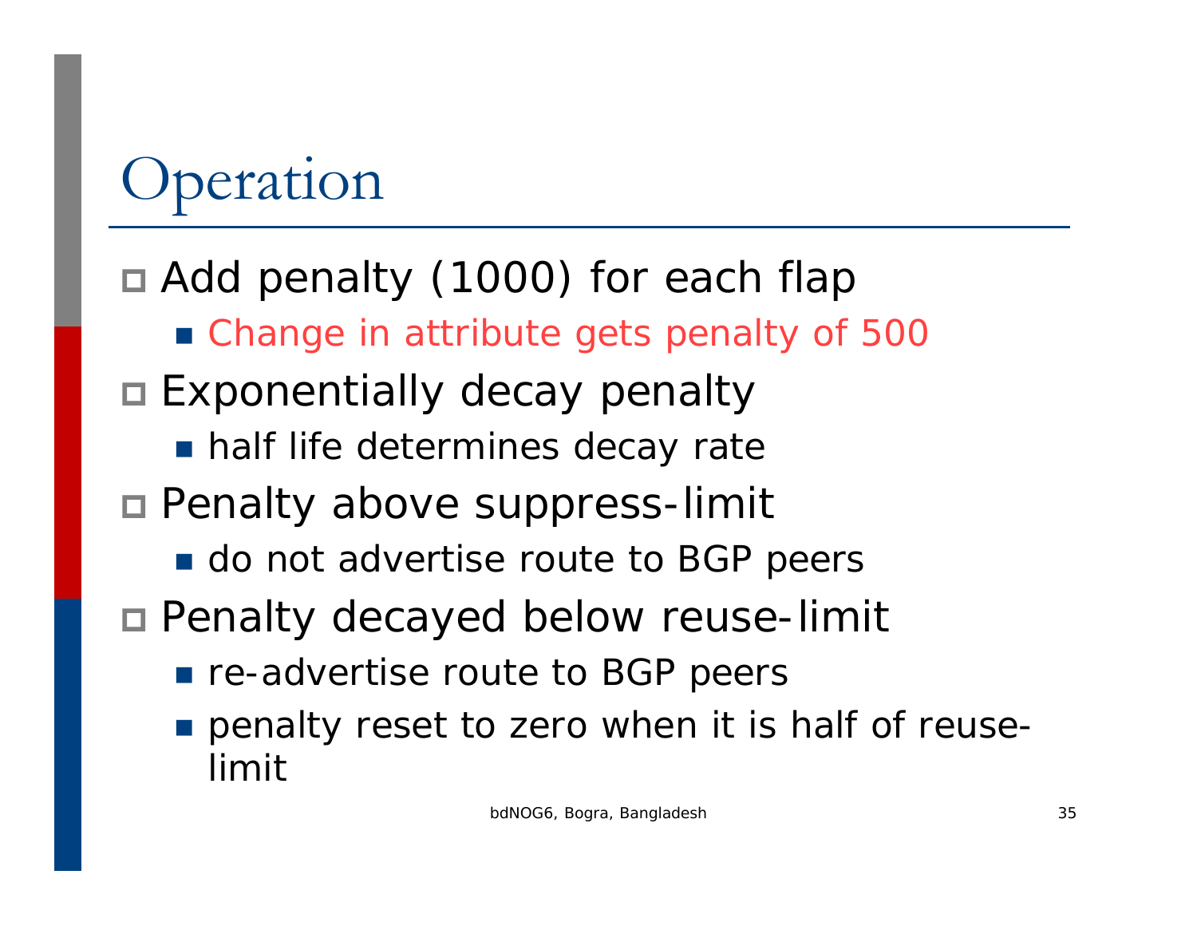# Operation

- Add penalty (1000) for each flap
  - Change in attribute gets penalty of 500
- Exponentially decay penalty
  - half life determines decay rate
- Penalty above suppress-limit
  - do not advertise route to BGP peers
- Penalty decayed below reuse-limit
  - re-advertise route to BGP peers
  - penalty reset to zero when it is half of reuse-limit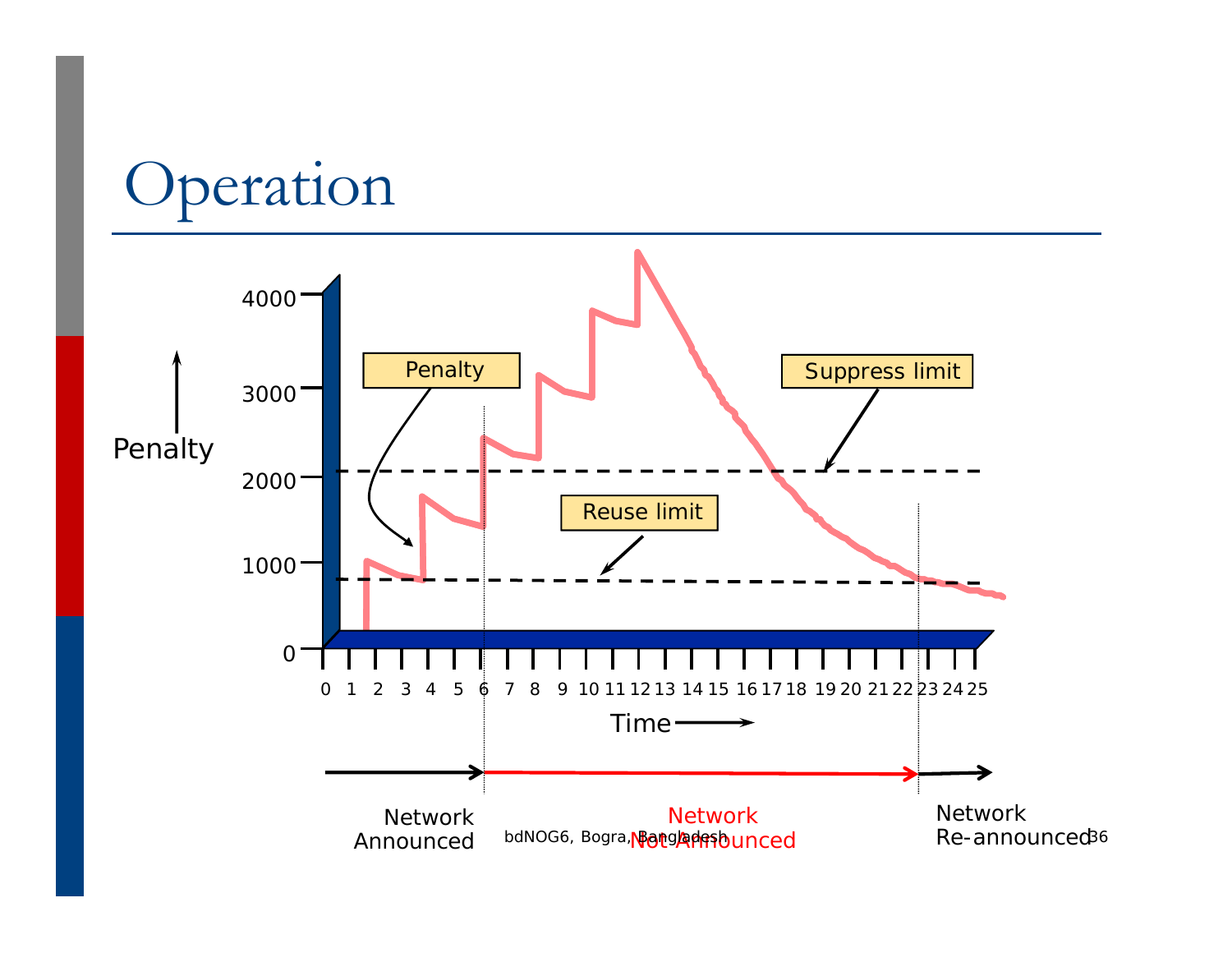# Operation

Penalty

4000

3000

2000

1000

0

Penalty

Suppress limit

Reuse limit

0 1 2 3 4 5 6 7 8 9 10 11 12 13 14 15 16 17 18 19 20 21 22 23 24 25

Time

Network Announced

Network Not Announced

Network Re-announced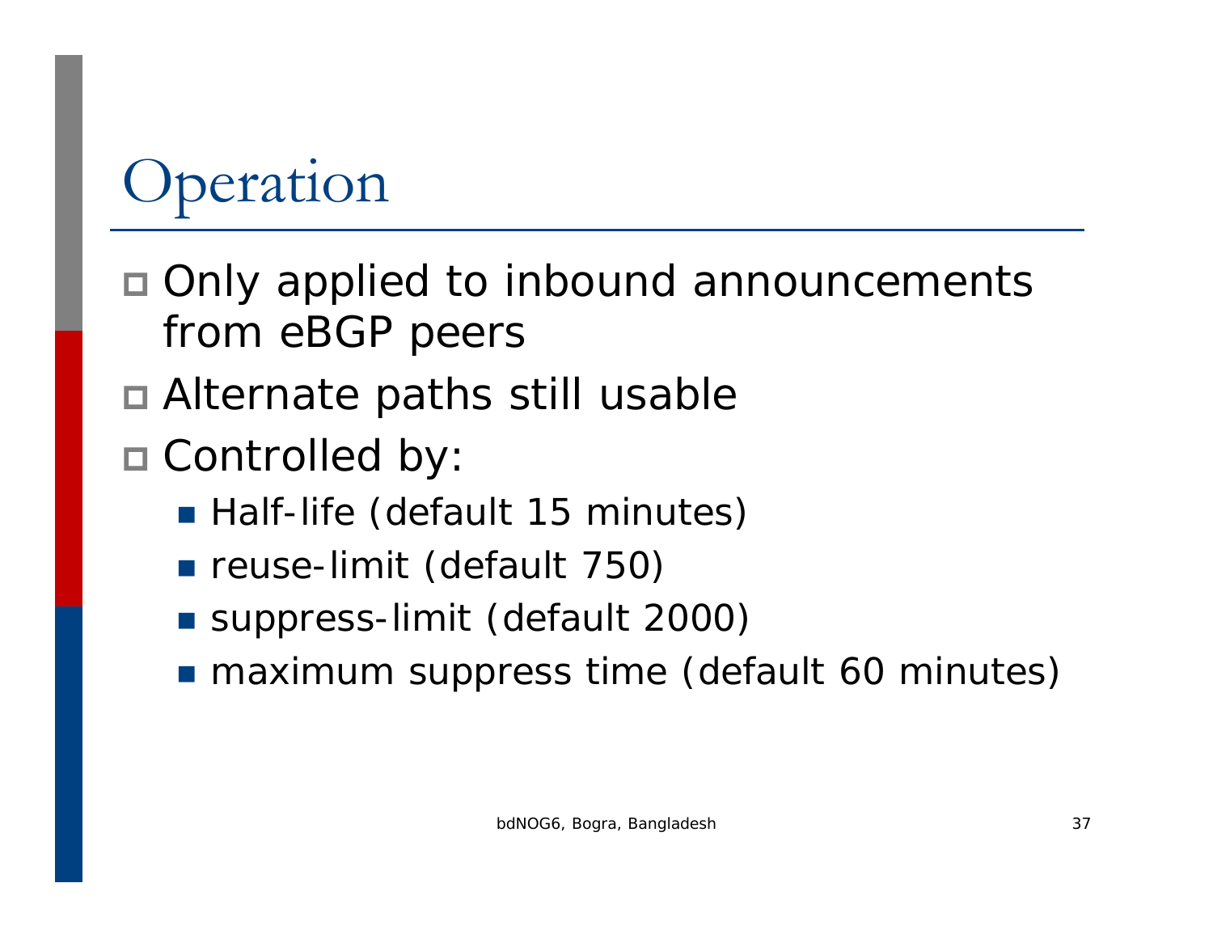# Operation

- Only applied to inbound announcements from eBGP peers
- Alternate paths still usable
- Controlled by:
  - Half-life (default 15 minutes)
  - reuse-limit (default 750)
  - suppress-limit (default 2000)
  - maximum suppress time (default 60 minutes)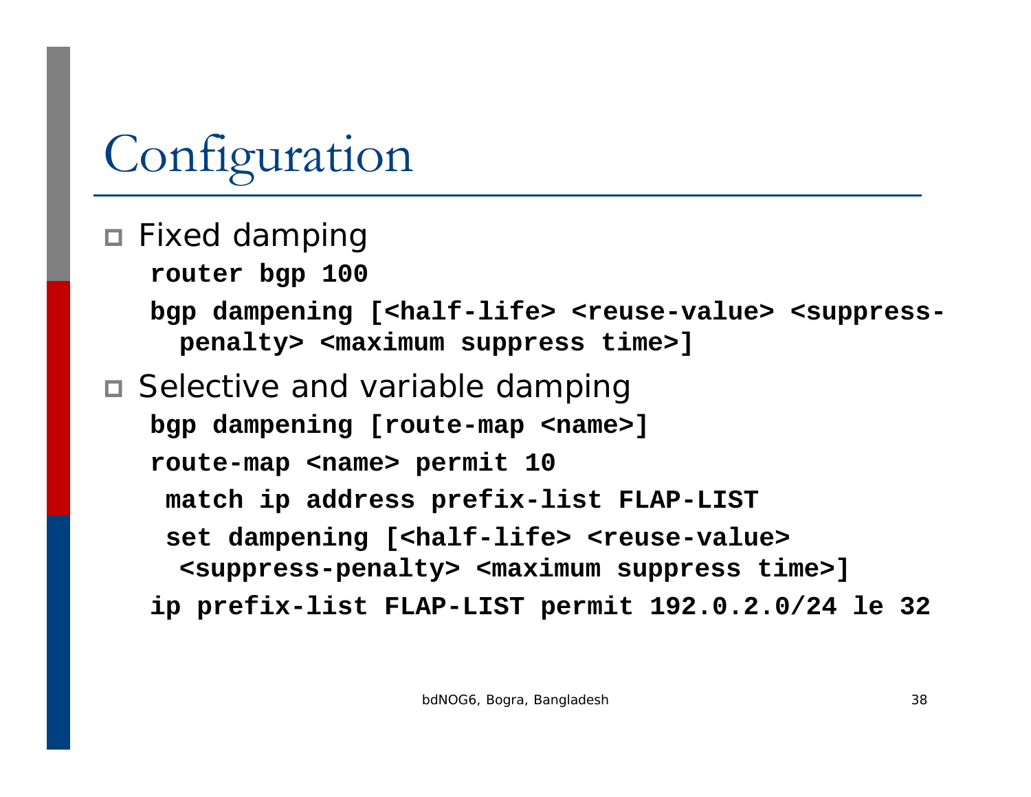# Configuration

- Fixed damping

```
router bgp 100
bgp dampening [<half-life> <reuse-value> <suppress-
  penalty> <maximum suppress time>]
```

- Selective and variable damping

```
bgp dampening [route-map <name>]
route-map <name> permit 10
 match ip address prefix-list FLAP-LIST
 set dampening [<half-life> <reuse-value>
  <suppress-penalty> <maximum suppress time>]
ip prefix-list FLAP-LIST permit 192.0.2.0/24 le 32
```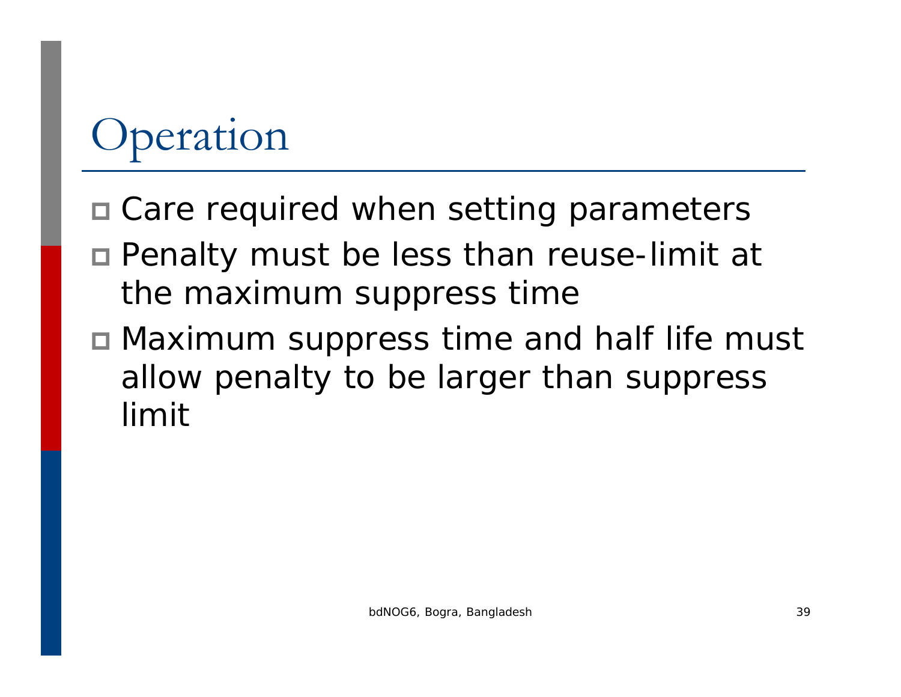# Operation

- Care required when setting parameters
- Penalty must be less than reuse-limit at the maximum suppress time
- Maximum suppress time and half life must allow penalty to be larger than suppress limit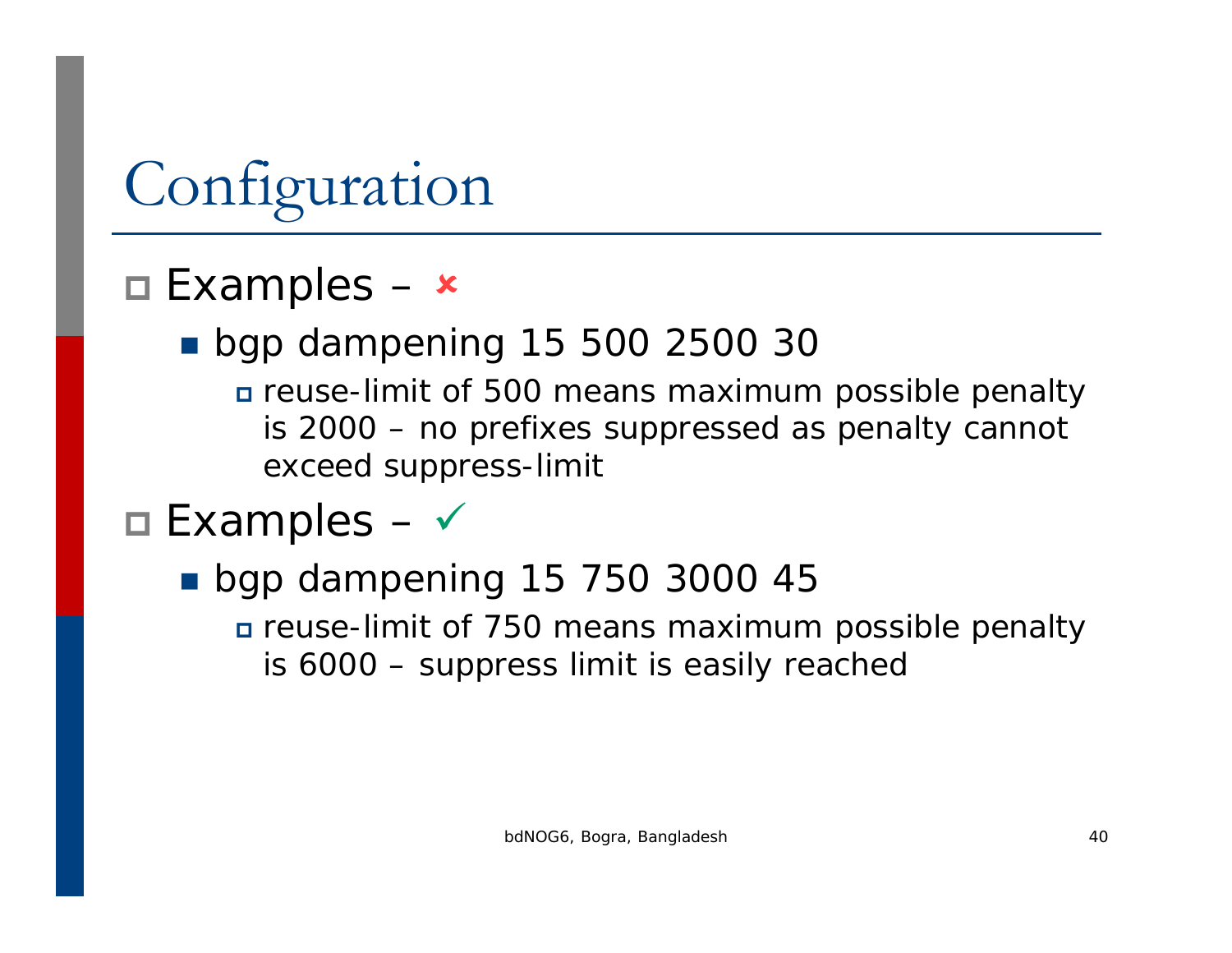# Configuration

- Examples – ✘
  - bgp dampening 15 500 2500 30
    - reuse-limit of 500 means maximum possible penalty is 2000 – no prefixes suppressed as penalty cannot exceed suppress-limit
- Examples – ✓
  - bgp dampening 15 750 3000 45
    - reuse-limit of 750 means maximum possible penalty is 6000 – suppress limit is easily reached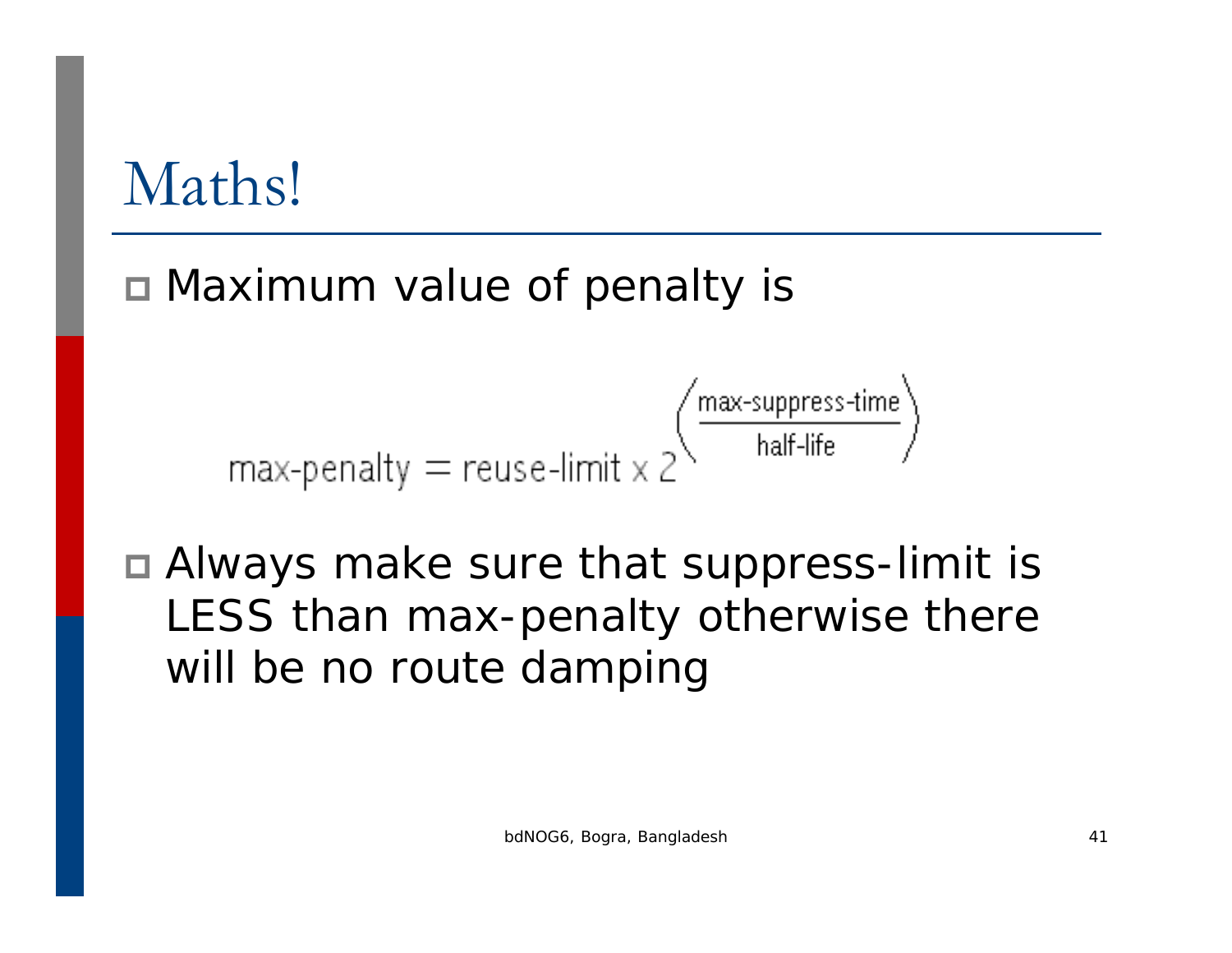# Maths!

- Maximum value of penalty is

$$\text{max-penalty} = \text{reuse-limit} \times 2^{\left(\frac{\text{max-suppress-time}}{\text{half-life}}\right)}$$

- Always make sure that suppress-limit is LESS than max-penalty otherwise there will be no route damping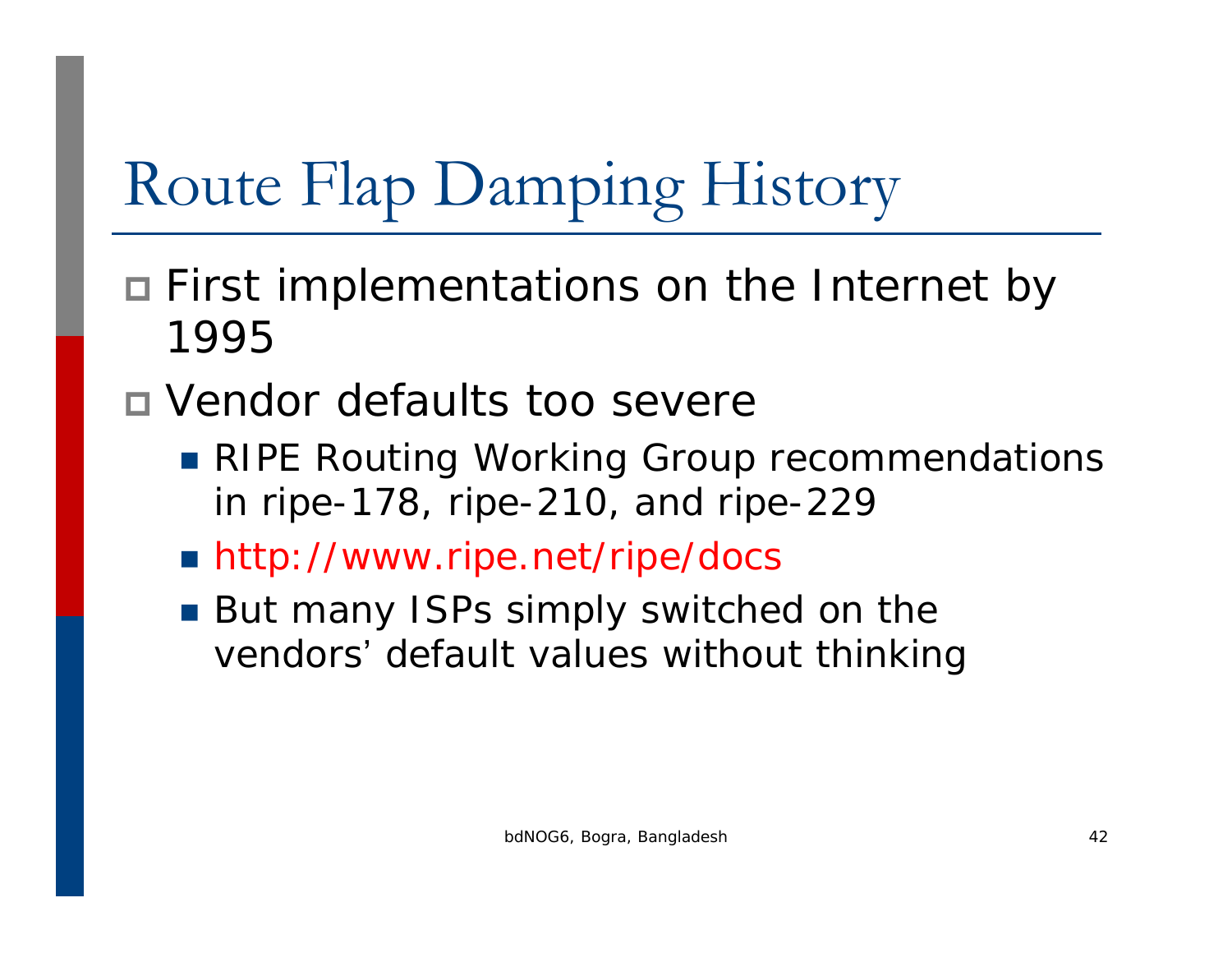# Route Flap Damping History

- First implementations on the Internet by 1995
- Vendor defaults too severe
  - RIPE Routing Working Group recommendations in ripe-178, ripe-210, and ripe-229
  - http://www.ripe.net/ripe/docs
  - But many ISPs simply switched on the vendors' default values without thinking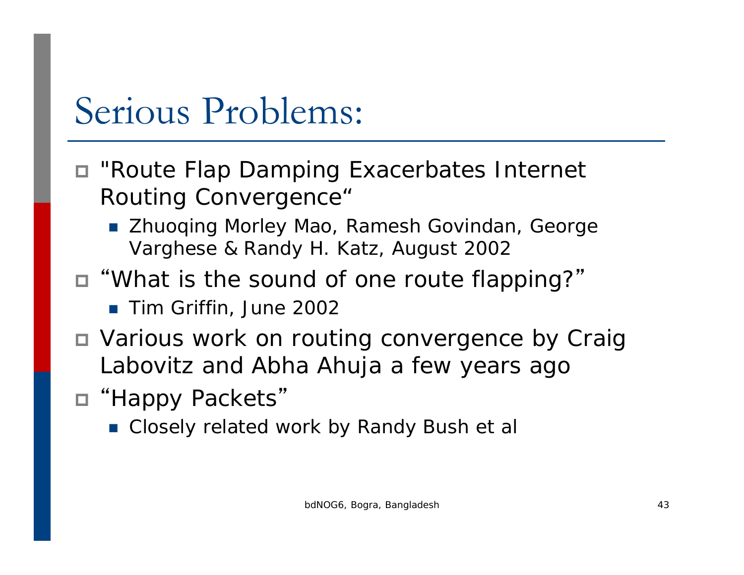# Serious Problems:

- "Route Flap Damping Exacerbates Internet Routing Convergence“
  - Zhuoqing Morley Mao, Ramesh Govindan, George Varghese & Randy H. Katz, August 2002
- “What is the sound of one route flapping?”
  - Tim Griffin, June 2002
- Various work on routing convergence by Craig Labovitz and Abha Ahuja a few years ago
- “Happy Packets”
  - Closely related work by Randy Bush et al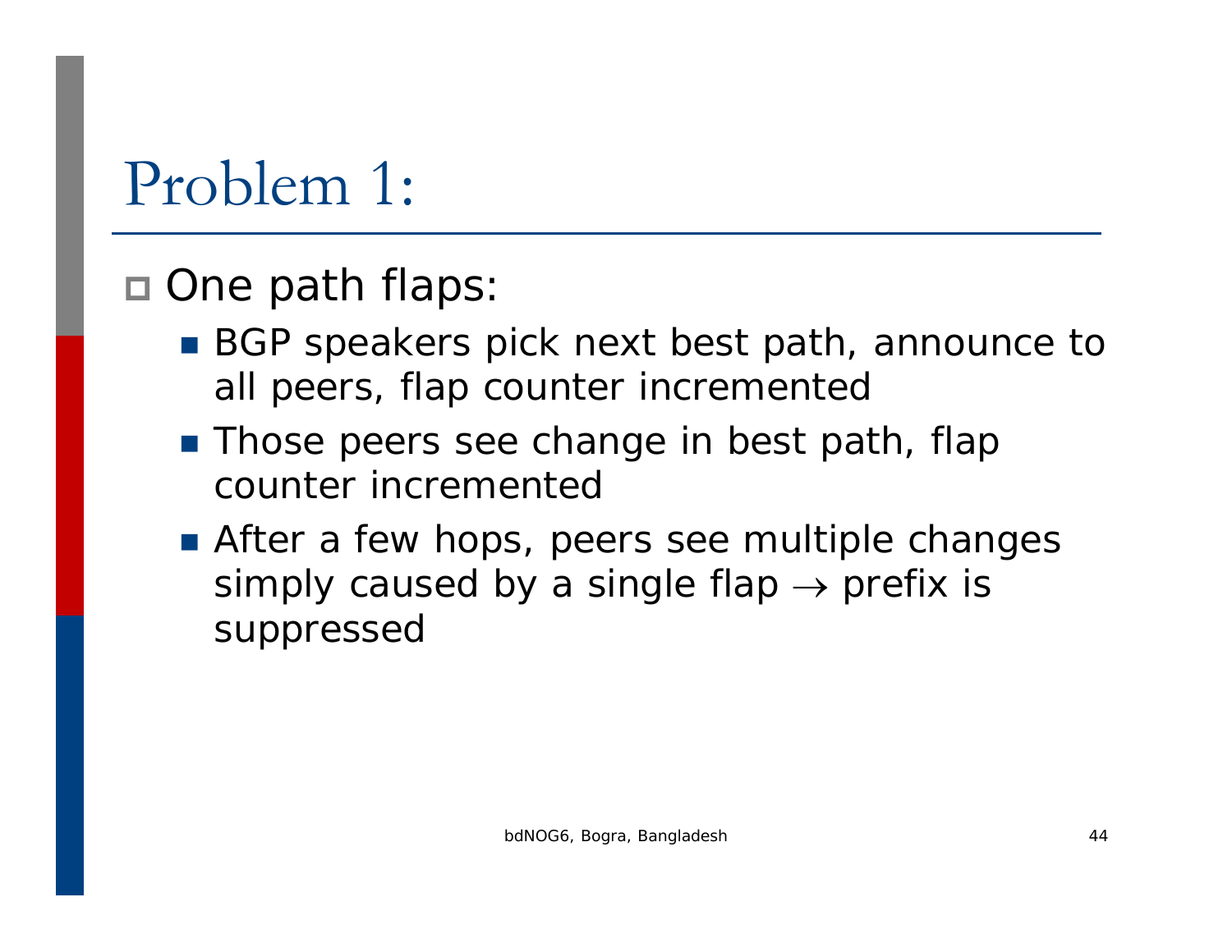# Problem 1:

- One path flaps:
  - BGP speakers pick next best path, announce to all peers, flap counter incremented
  - Those peers see change in best path, flap counter incremented
  - After a few hops, peers see multiple changes simply caused by a single flap → prefix is suppressed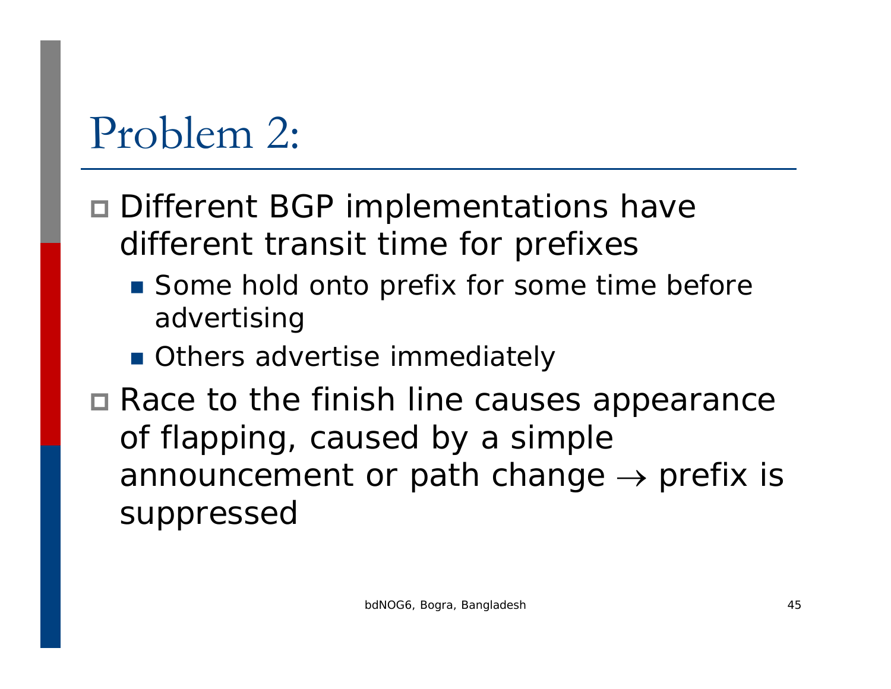# Problem 2:

- Different BGP implementations have different transit time for prefixes
  - Some hold onto prefix for some time before advertising
  - Others advertise immediately
- Race to the finish line causes appearance of flapping, caused by a simple announcement or path change $\rightarrow$ prefix is suppressed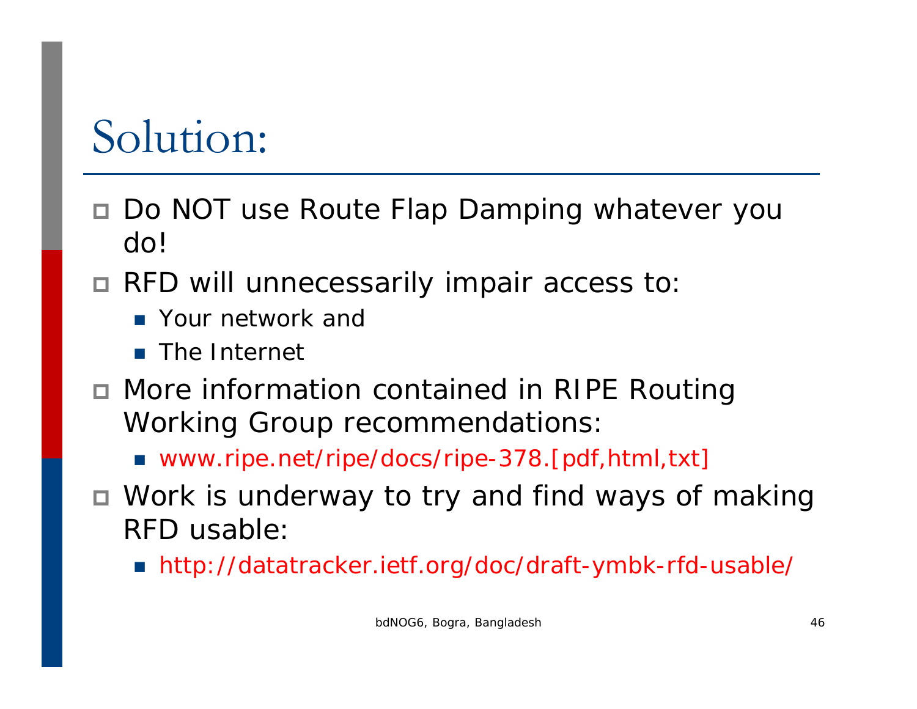# Solution:

- Do NOT use Route Flap Damping whatever you do!
- RFD will unnecessarily impair access to:
  - Your network and
  - The Internet
- More information contained in RIPE Routing Working Group recommendations:
  - www.ripe.net/ripe/docs/ripe-378.[pdf,html,txt]
- Work is underway to try and find ways of making RFD usable:
  - http://datatracker.ietf.org/doc/draft-ymbk-rfd-usable/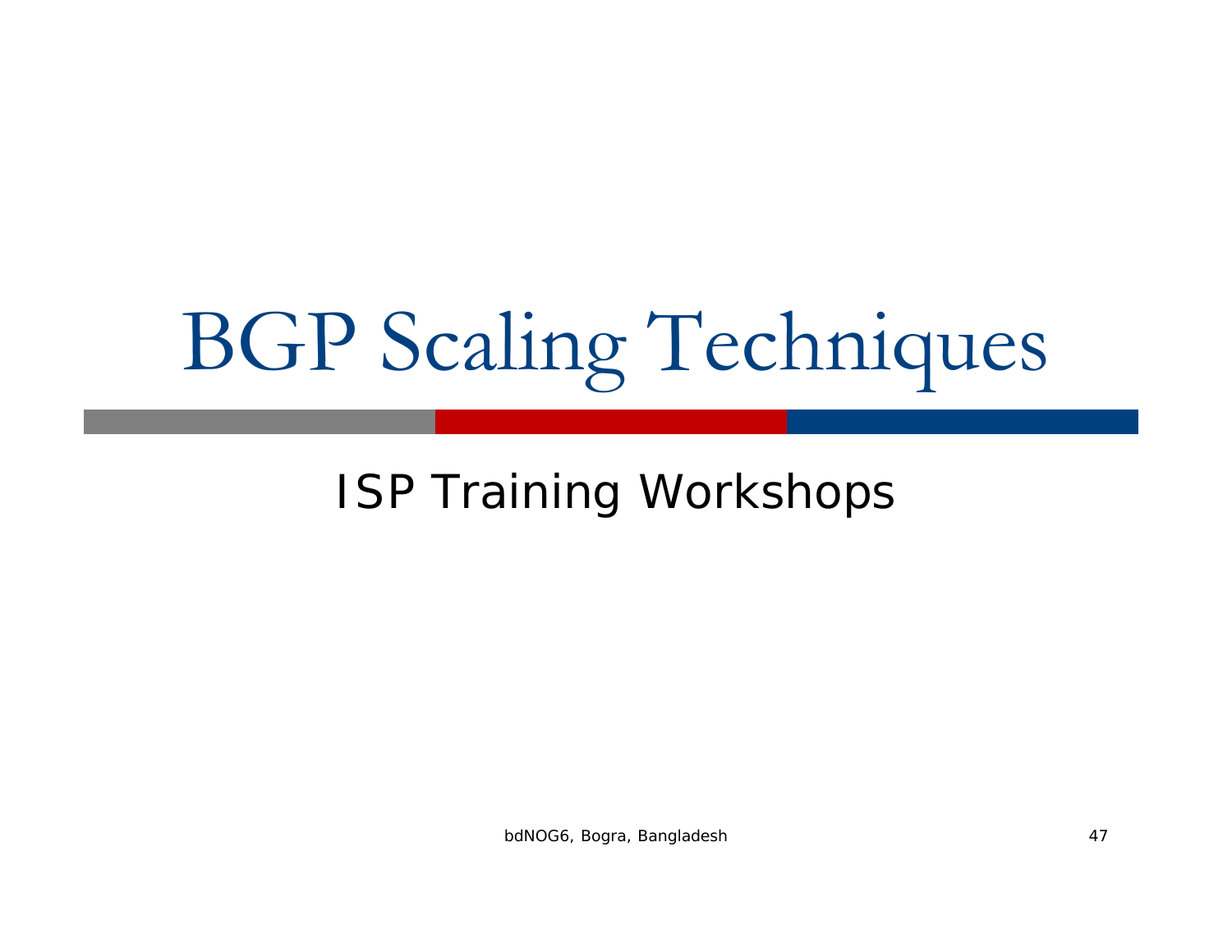# BGP Scaling Techniques

ISP Training Workshops